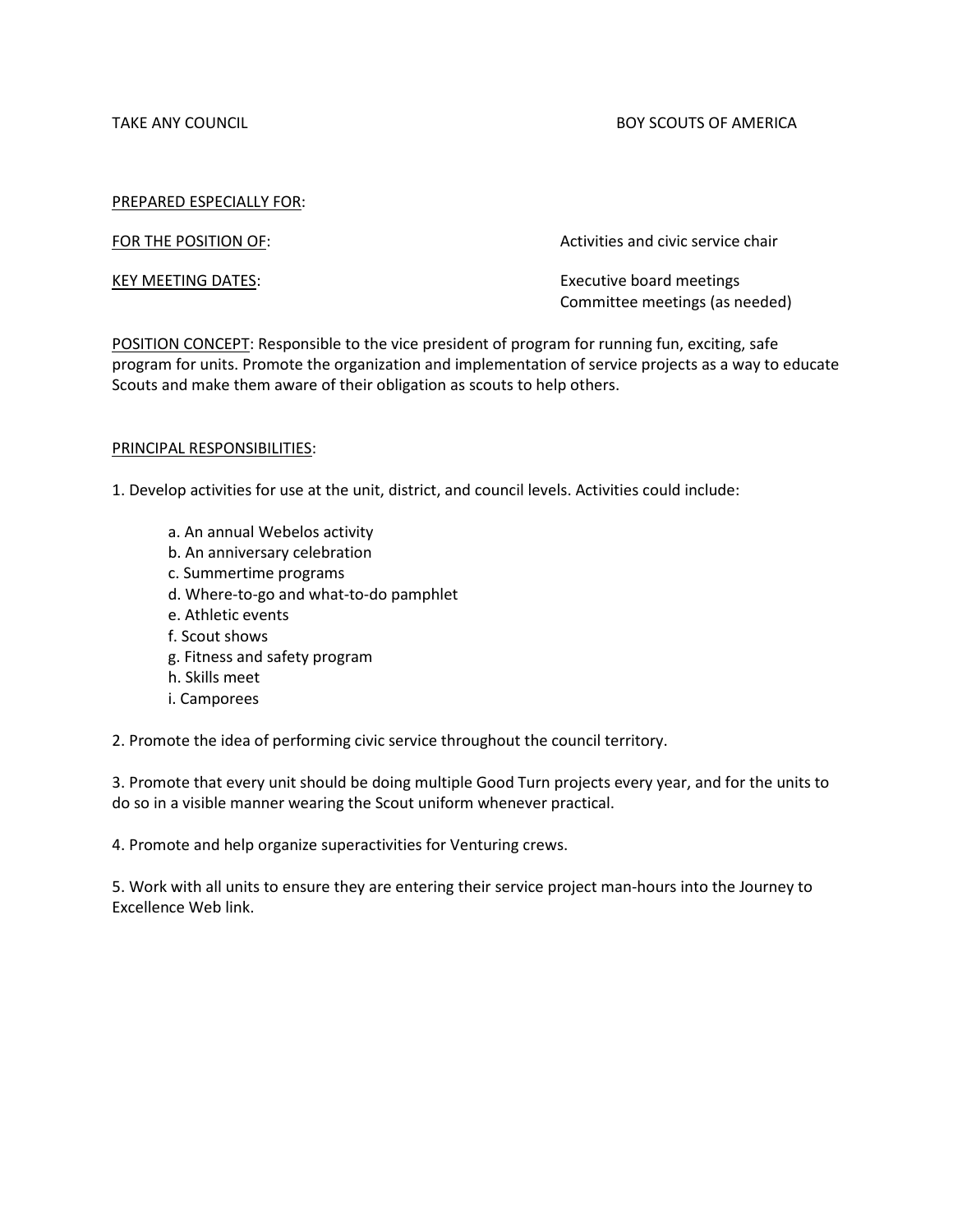TAKE ANY COUNCIL BOY SCOUTS OF AMERICA

<u>PREPARED ESPECIALLY FOR</u>:

<u>FOR THE POSITION OF</u>: Activities and civic service chair

<u>KEY MEETING DATES</u>: Executive board meetings
Committee meetings (as needed)

<u>POSITION CONCEPT</u>: Responsible to the vice president of program for running fun, exciting, safe program for units. Promote the organization and implementation of service projects as a way to educate Scouts and make them aware of their obligation as scouts to help others.

<u>PRINCIPAL RESPONSIBILITIES</u>:

1. Develop activities for use at the unit, district, and council levels. Activities could include:

   a. An annual Webelos activity
   b. An anniversary celebration
   c. Summertime programs
   d. Where-to-go and what-to-do pamphlet
   e. Athletic events
   f. Scout shows
   g. Fitness and safety program
   h. Skills meet
   i. Camporees

2. Promote the idea of performing civic service throughout the council territory.

3. Promote that every unit should be doing multiple Good Turn projects every year, and for the units to do so in a visible manner wearing the Scout uniform whenever practical.

4. Promote and help organize superactivities for Venturing crews.

5. Work with all units to ensure they are entering their service project man-hours into the Journey to Excellence Web link.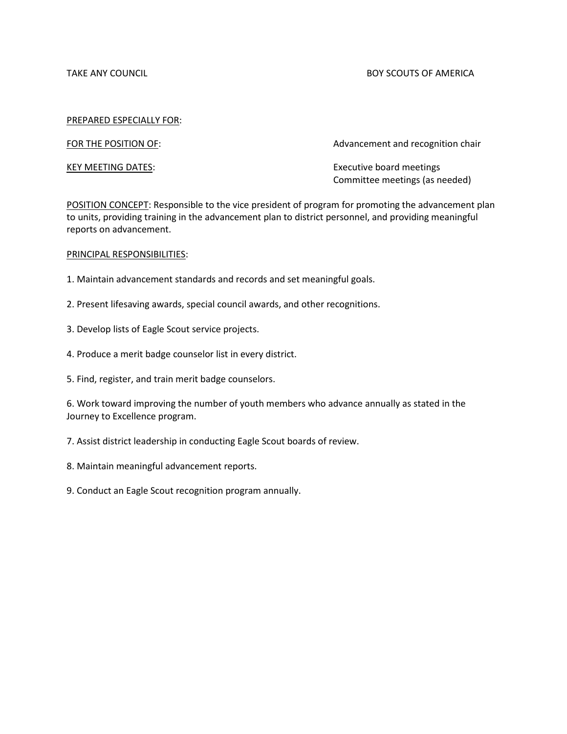TAKE ANY COUNCIL BOY SCOUTS OF AMERICA

PREPARED ESPECIALLY FOR:

FOR THE POSITION OF: Advancement and recognition chair

KEY MEETING DATES: Executive board meetings
Committee meetings (as needed)

POSITION CONCEPT: Responsible to the vice president of program for promoting the advancement plan to units, providing training in the advancement plan to district personnel, and providing meaningful reports on advancement.

PRINCIPAL RESPONSIBILITIES:

1. Maintain advancement standards and records and set meaningful goals.

2. Present lifesaving awards, special council awards, and other recognitions.

3. Develop lists of Eagle Scout service projects.

4. Produce a merit badge counselor list in every district.

5. Find, register, and train merit badge counselors.

6. Work toward improving the number of youth members who advance annually as stated in the Journey to Excellence program.

7. Assist district leadership in conducting Eagle Scout boards of review.

8. Maintain meaningful advancement reports.

9. Conduct an Eagle Scout recognition program annually.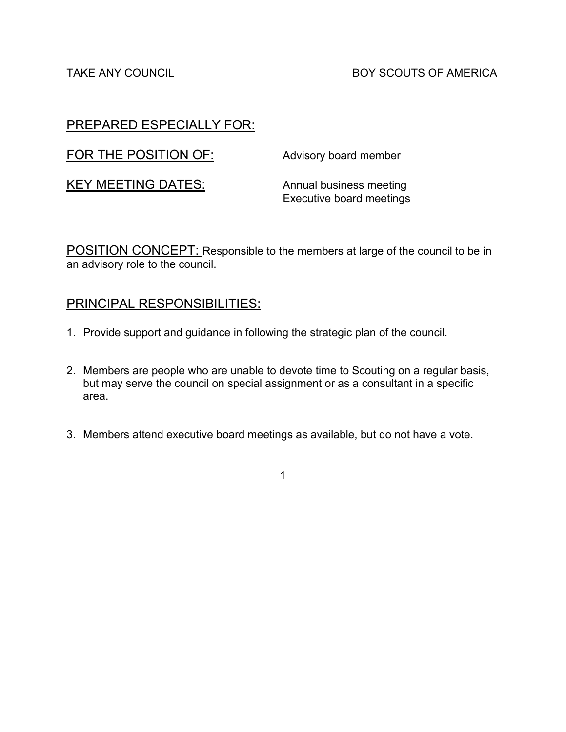TAKE ANY COUNCIL BOY SCOUTS OF AMERICA

## PREPARED ESPECIALLY FOR:

## FOR THE POSITION OF: Advisory board member

## KEY MEETING DATES:

Annual business meeting
Executive board meetings

**POSITION CONCEPT:** Responsible to the members at large of the council to be in an advisory role to the council.

## PRINCIPAL RESPONSIBILITIES:

1. Provide support and guidance in following the strategic plan of the council.

2. Members are people who are unable to devote time to Scouting on a regular basis, but may serve the council on special assignment or as a consultant in a specific area.

3. Members attend executive board meetings as available, but do not have a vote.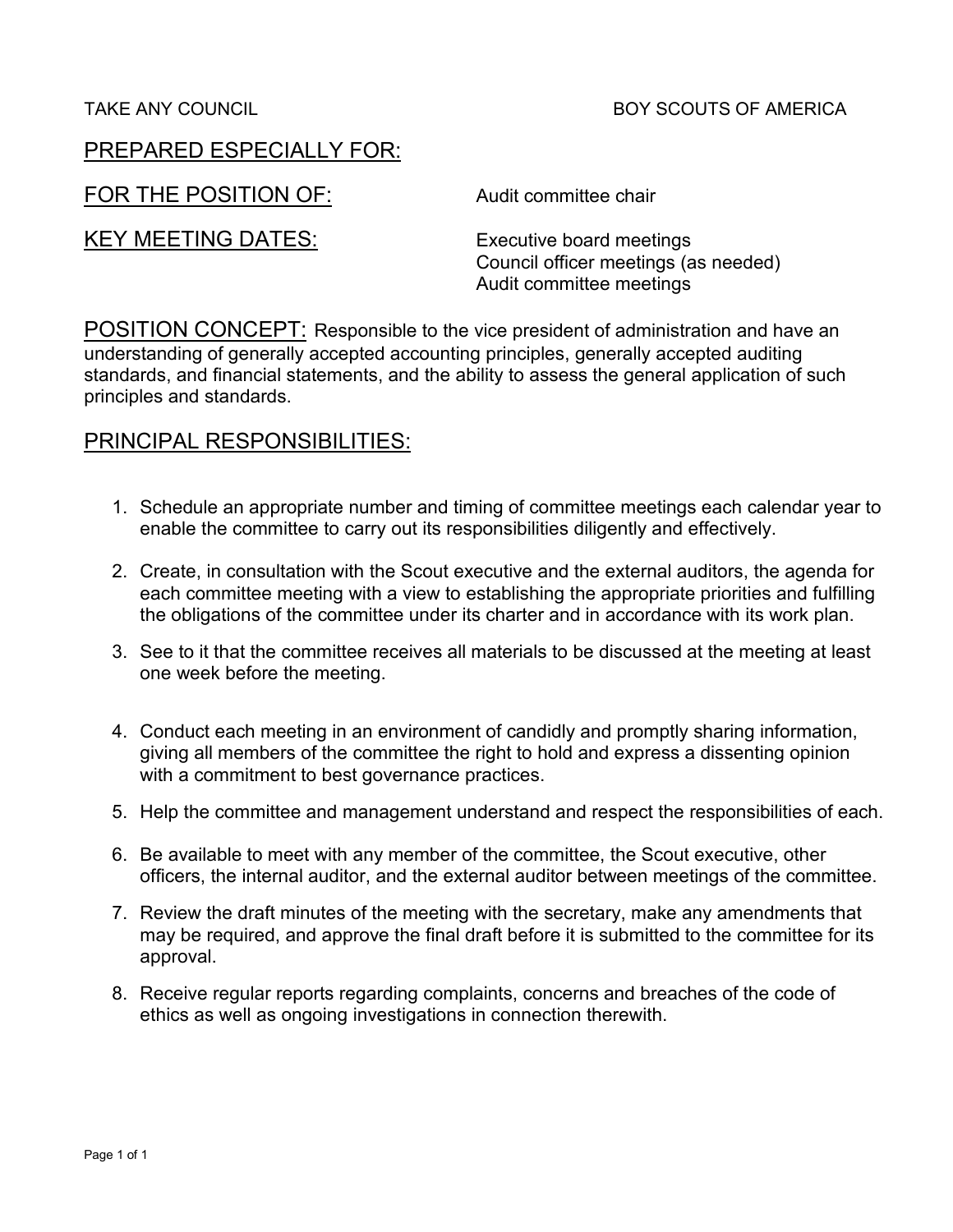TAKE ANY COUNCIL | BOY SCOUTS OF AMERICA

## PREPARED ESPECIALLY FOR:

## FOR THE POSITION OF: Audit committee chair

## KEY MEETING DATES:

Executive board meetings
Council officer meetings (as needed)
Audit committee meetings

## POSITION CONCEPT:

Responsible to the vice president of administration and have an understanding of generally accepted accounting principles, generally accepted auditing standards, and financial statements, and the ability to assess the general application of such principles and standards.

## PRINCIPAL RESPONSIBILITIES:

1. Schedule an appropriate number and timing of committee meetings each calendar year to enable the committee to carry out its responsibilities diligently and effectively.
2. Create, in consultation with the Scout executive and the external auditors, the agenda for each committee meeting with a view to establishing the appropriate priorities and fulfilling the obligations of the committee under its charter and in accordance with its work plan.
3. See to it that the committee receives all materials to be discussed at the meeting at least one week before the meeting.
4. Conduct each meeting in an environment of candidly and promptly sharing information, giving all members of the committee the right to hold and express a dissenting opinion with a commitment to best governance practices.
5. Help the committee and management understand and respect the responsibilities of each.
6. Be available to meet with any member of the committee, the Scout executive, other officers, the internal auditor, and the external auditor between meetings of the committee.
7. Review the draft minutes of the meeting with the secretary, make any amendments that may be required, and approve the final draft before it is submitted to the committee for its approval.
8. Receive regular reports regarding complaints, concerns and breaches of the code of ethics as well as ongoing investigations in connection therewith.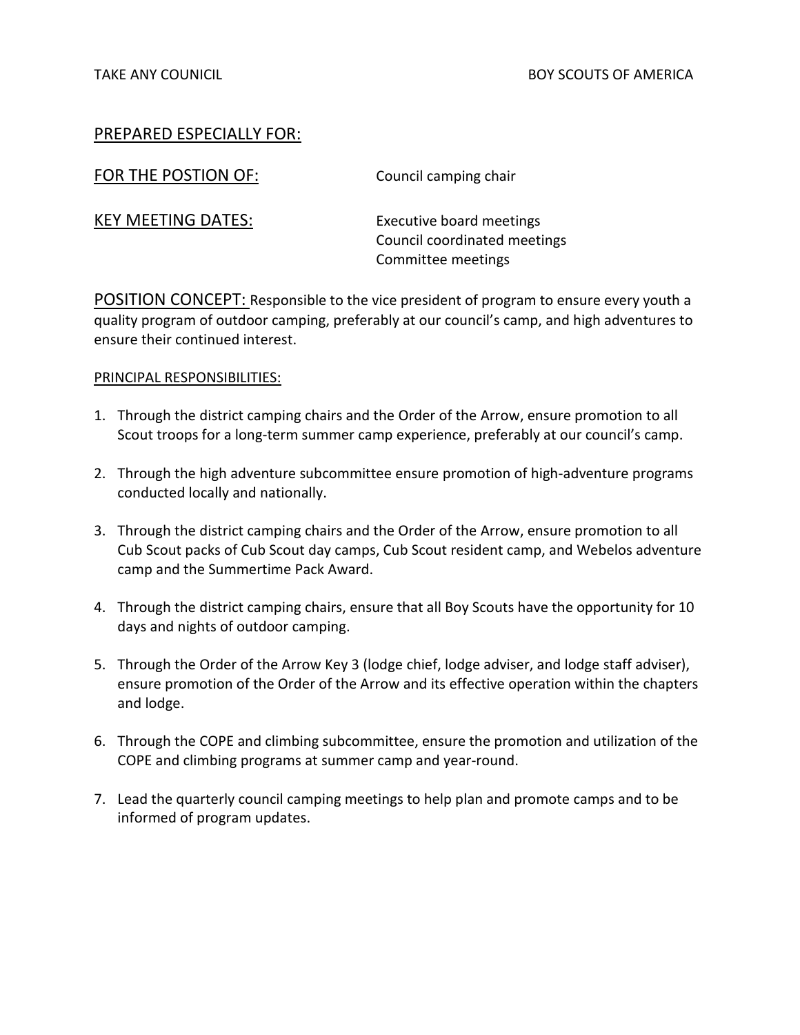TAKE ANY COUNICIL BOY SCOUTS OF AMERICA

PREPARED ESPECIALLY FOR:

FOR THE POSTION OF: Council camping chair

KEY MEETING DATES: Executive board meetings
Council coordinated meetings
Committee meetings

POSITION CONCEPT: Responsible to the vice president of program to ensure every youth a quality program of outdoor camping, preferably at our council's camp, and high adventures to ensure their continued interest.

PRINCIPAL RESPONSIBILITIES:

1. Through the district camping chairs and the Order of the Arrow, ensure promotion to all Scout troops for a long-term summer camp experience, preferably at our council's camp.
2. Through the high adventure subcommittee ensure promotion of high-adventure programs conducted locally and nationally.
3. Through the district camping chairs and the Order of the Arrow, ensure promotion to all Cub Scout packs of Cub Scout day camps, Cub Scout resident camp, and Webelos adventure camp and the Summertime Pack Award.
4. Through the district camping chairs, ensure that all Boy Scouts have the opportunity for 10 days and nights of outdoor camping.
5. Through the Order of the Arrow Key 3 (lodge chief, lodge adviser, and lodge staff adviser), ensure promotion of the Order of the Arrow and its effective operation within the chapters and lodge.
6. Through the COPE and climbing subcommittee, ensure the promotion and utilization of the COPE and climbing programs at summer camp and year-round.
7. Lead the quarterly council camping meetings to help plan and promote camps and to be informed of program updates.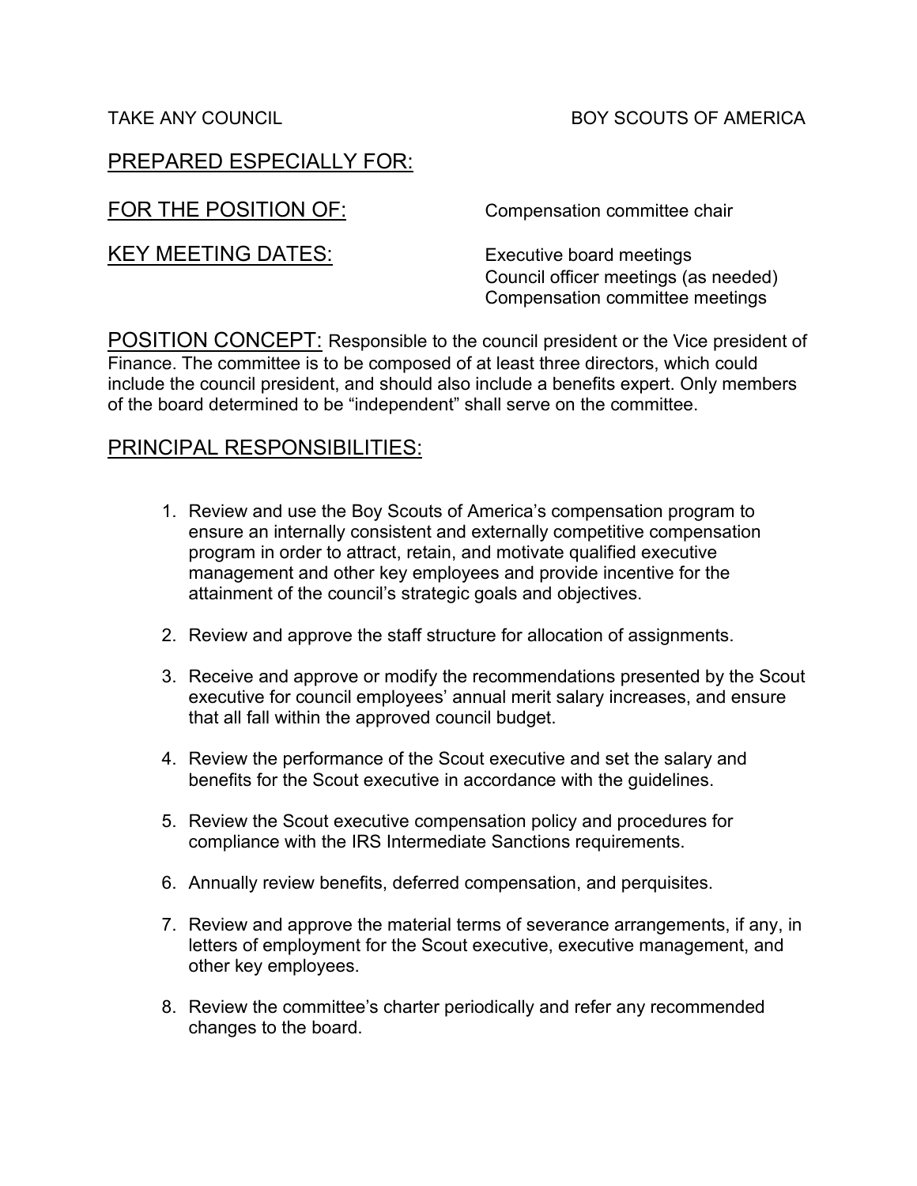TAKE ANY COUNCIL BOY SCOUTS OF AMERICA

## PREPARED ESPECIALLY FOR:

## FOR THE POSITION OF: Compensation committee chair

## KEY MEETING DATES:

Executive board meetings
Council officer meetings (as needed)
Compensation committee meetings

## POSITION CONCEPT:

Responsible to the council president or the Vice president of Finance. The committee is to be composed of at least three directors, which could include the council president, and should also include a benefits expert. Only members of the board determined to be "independent" shall serve on the committee.

## PRINCIPAL RESPONSIBILITIES:

1. Review and use the Boy Scouts of America's compensation program to ensure an internally consistent and externally competitive compensation program in order to attract, retain, and motivate qualified executive management and other key employees and provide incentive for the attainment of the council's strategic goals and objectives.

2. Review and approve the staff structure for allocation of assignments.

3. Receive and approve or modify the recommendations presented by the Scout executive for council employees' annual merit salary increases, and ensure that all fall within the approved council budget.

4. Review the performance of the Scout executive and set the salary and benefits for the Scout executive in accordance with the guidelines.

5. Review the Scout executive compensation policy and procedures for compliance with the IRS Intermediate Sanctions requirements.

6. Annually review benefits, deferred compensation, and perquisites.

7. Review and approve the material terms of severance arrangements, if any, in letters of employment for the Scout executive, executive management, and other key employees.

8. Review the committee's charter periodically and refer any recommended changes to the board.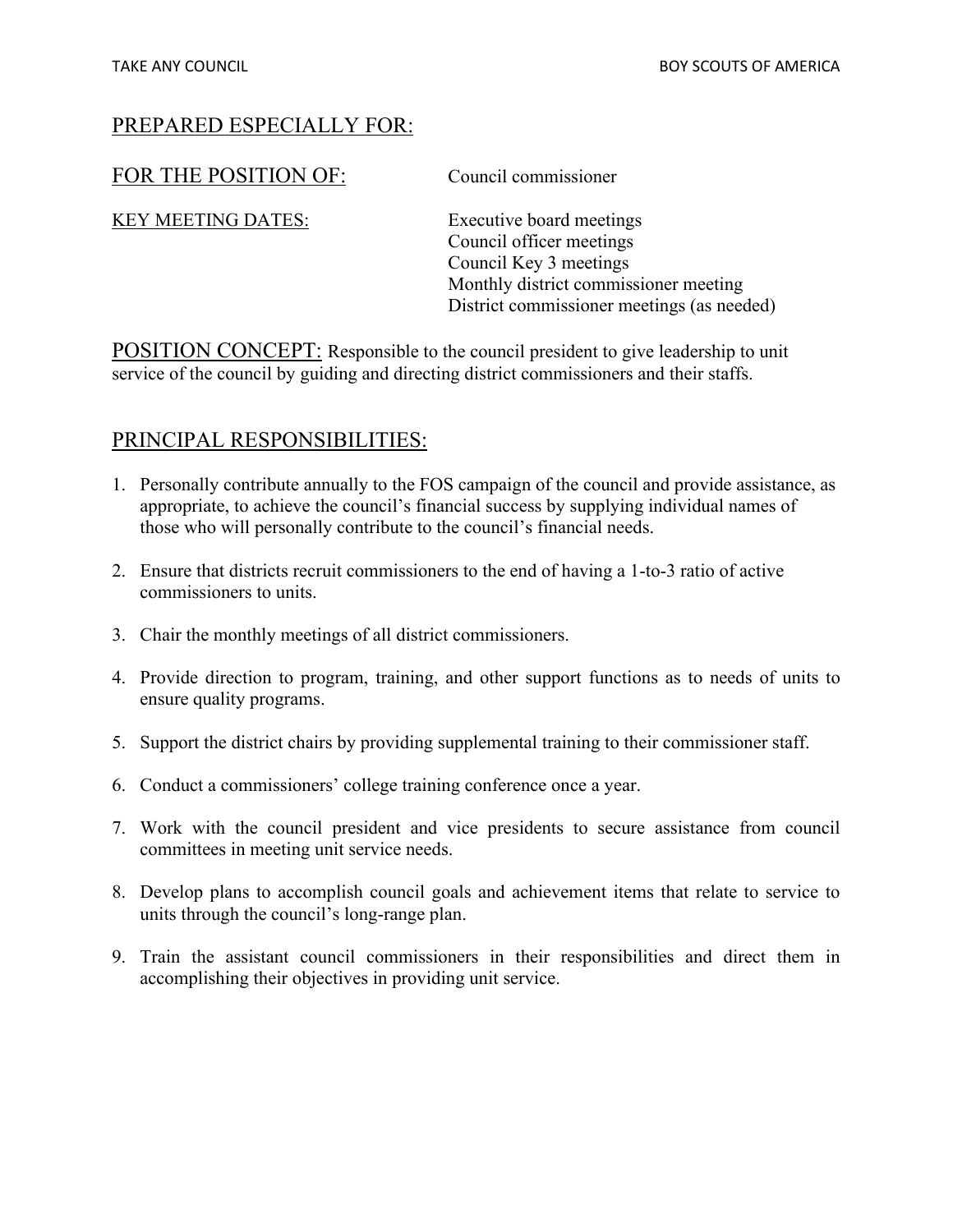PREPARED ESPECIALLY FOR:

FOR THE POSITION OF: Council commissioner

KEY MEETING DATES:
- Executive board meetings
- Council officer meetings
- Council Key 3 meetings
- Monthly district commissioner meeting
- District commissioner meetings (as needed)

POSITION CONCEPT: Responsible to the council president to give leadership to unit service of the council by guiding and directing district commissioners and their staffs.

## PRINCIPAL RESPONSIBILITIES:

1. Personally contribute annually to the FOS campaign of the council and provide assistance, as appropriate, to achieve the council's financial success by supplying individual names of those who will personally contribute to the council's financial needs.
2. Ensure that districts recruit commissioners to the end of having a 1-to-3 ratio of active commissioners to units.
3. Chair the monthly meetings of all district commissioners.
4. Provide direction to program, training, and other support functions as to needs of units to ensure quality programs.
5. Support the district chairs by providing supplemental training to their commissioner staff.
6. Conduct a commissioners' college training conference once a year.
7. Work with the council president and vice presidents to secure assistance from council committees in meeting unit service needs.
8. Develop plans to accomplish council goals and achievement items that relate to service to units through the council's long-range plan.
9. Train the assistant council commissioners in their responsibilities and direct them in accomplishing their objectives in providing unit service.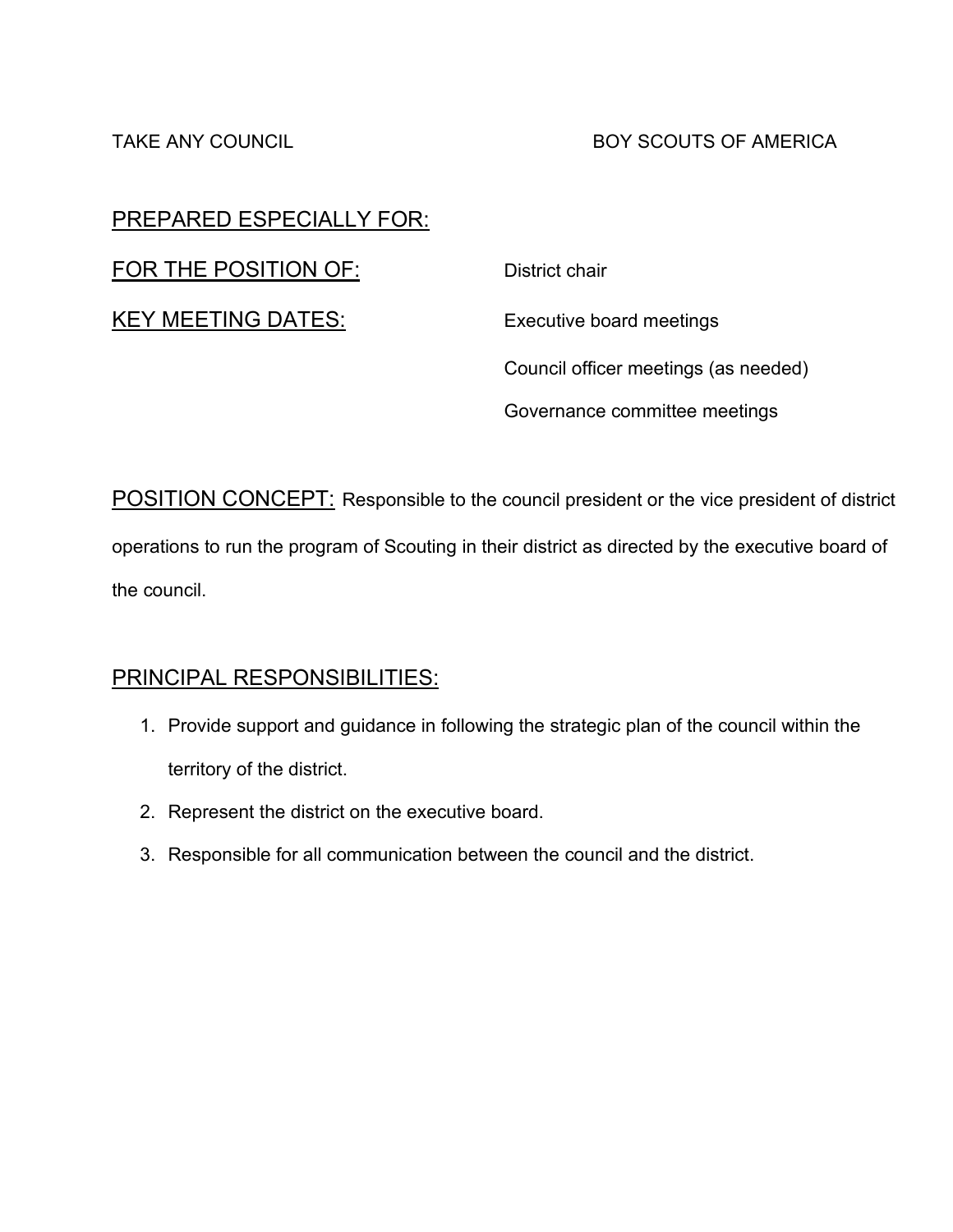TAKE ANY COUNCIL BOY SCOUTS OF AMERICA

PREPARED ESPECIALLY FOR:

FOR THE POSITION OF: District chair

KEY MEETING DATES: Executive board meetings

Council officer meetings (as needed)

Governance committee meetings

POSITION CONCEPT: Responsible to the council president or the vice president of district operations to run the program of Scouting in their district as directed by the executive board of the council.

PRINCIPAL RESPONSIBILITIES:

1. Provide support and guidance in following the strategic plan of the council within the territory of the district.
2. Represent the district on the executive board.
3. Responsible for all communication between the council and the district.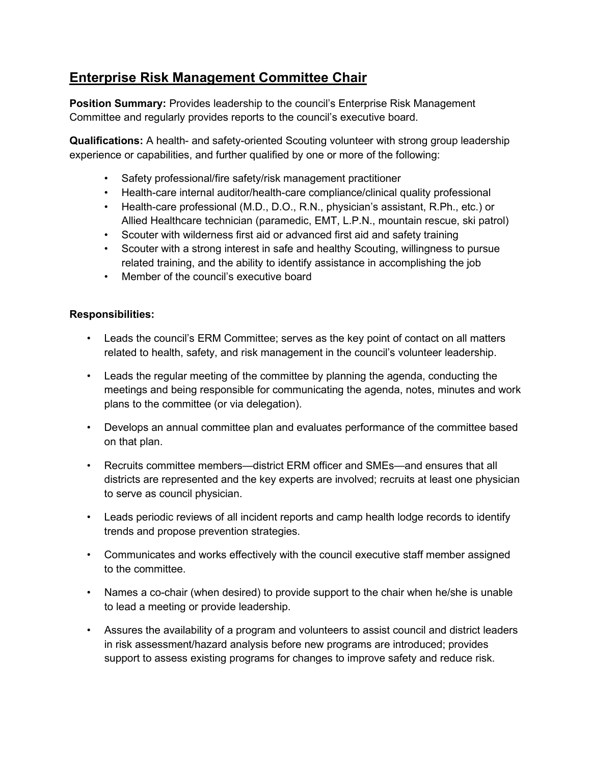## Enterprise Risk Management Committee Chair

**Position Summary:** Provides leadership to the council's Enterprise Risk Management Committee and regularly provides reports to the council's executive board.

**Qualifications:** A health- and safety-oriented Scouting volunteer with strong group leadership experience or capabilities, and further qualified by one or more of the following:

- Safety professional/fire safety/risk management practitioner
- Health-care internal auditor/health-care compliance/clinical quality professional
- Health-care professional (M.D., D.O., R.N., physician's assistant, R.Ph., etc.) or Allied Healthcare technician (paramedic, EMT, L.P.N., mountain rescue, ski patrol)
- Scouter with wilderness first aid or advanced first aid and safety training
- Scouter with a strong interest in safe and healthy Scouting, willingness to pursue related training, and the ability to identify assistance in accomplishing the job
- Member of the council's executive board

**Responsibilities:**

- Leads the council's ERM Committee; serves as the key point of contact on all matters related to health, safety, and risk management in the council's volunteer leadership.
- Leads the regular meeting of the committee by planning the agenda, conducting the meetings and being responsible for communicating the agenda, notes, minutes and work plans to the committee (or via delegation).
- Develops an annual committee plan and evaluates performance of the committee based on that plan.
- Recruits committee members—district ERM officer and SMEs—and ensures that all districts are represented and the key experts are involved; recruits at least one physician to serve as council physician.
- Leads periodic reviews of all incident reports and camp health lodge records to identify trends and propose prevention strategies.
- Communicates and works effectively with the council executive staff member assigned to the committee.
- Names a co-chair (when desired) to provide support to the chair when he/she is unable to lead a meeting or provide leadership.
- Assures the availability of a program and volunteers to assist council and district leaders in risk assessment/hazard analysis before new programs are introduced; provides support to assess existing programs for changes to improve safety and reduce risk.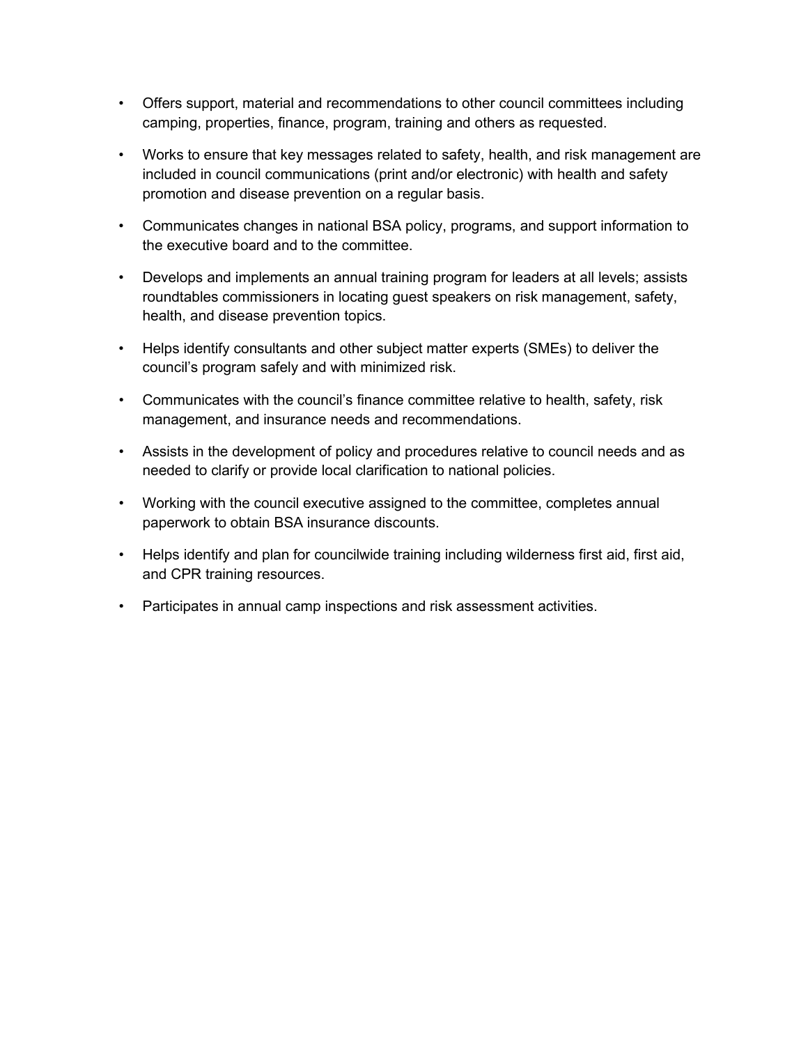- Offers support, material and recommendations to other council committees including camping, properties, finance, program, training and others as requested.
- Works to ensure that key messages related to safety, health, and risk management are included in council communications (print and/or electronic) with health and safety promotion and disease prevention on a regular basis.
- Communicates changes in national BSA policy, programs, and support information to the executive board and to the committee.
- Develops and implements an annual training program for leaders at all levels; assists roundtables commissioners in locating guest speakers on risk management, safety, health, and disease prevention topics.
- Helps identify consultants and other subject matter experts (SMEs) to deliver the council's program safely and with minimized risk.
- Communicates with the council's finance committee relative to health, safety, risk management, and insurance needs and recommendations.
- Assists in the development of policy and procedures relative to council needs and as needed to clarify or provide local clarification to national policies.
- Working with the council executive assigned to the committee, completes annual paperwork to obtain BSA insurance discounts.
- Helps identify and plan for councilwide training including wilderness first aid, first aid, and CPR training resources.
- Participates in annual camp inspections and risk assessment activities.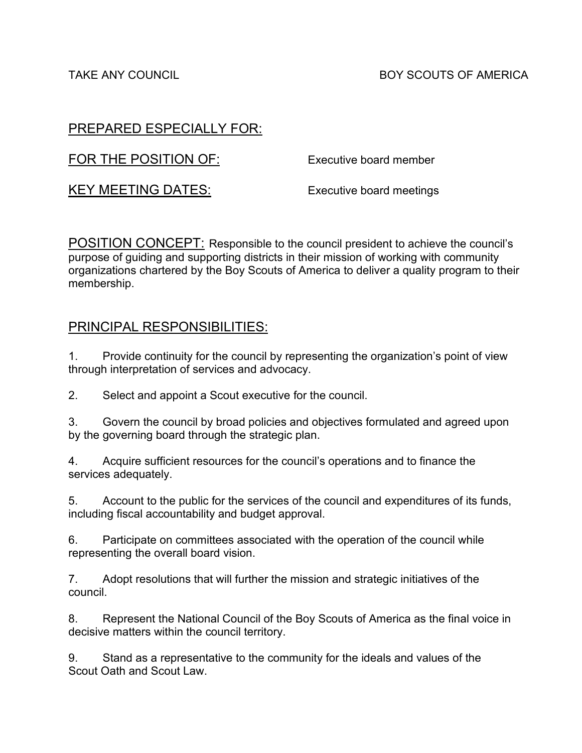TAKE ANY COUNCIL BOY SCOUTS OF AMERICA

PREPARED ESPECIALLY FOR:

FOR THE POSITION OF: Executive board member

KEY MEETING DATES: Executive board meetings

POSITION CONCEPT: Responsible to the council president to achieve the council's purpose of guiding and supporting districts in their mission of working with community organizations chartered by the Boy Scouts of America to deliver a quality program to their membership.

## PRINCIPAL RESPONSIBILITIES:

1. Provide continuity for the council by representing the organization's point of view through interpretation of services and advocacy.

2. Select and appoint a Scout executive for the council.

3. Govern the council by broad policies and objectives formulated and agreed upon by the governing board through the strategic plan.

4. Acquire sufficient resources for the council's operations and to finance the services adequately.

5. Account to the public for the services of the council and expenditures of its funds, including fiscal accountability and budget approval.

6. Participate on committees associated with the operation of the council while representing the overall board vision.

7. Adopt resolutions that will further the mission and strategic initiatives of the council.

8. Represent the National Council of the Boy Scouts of America as the final voice in decisive matters within the council territory.

9. Stand as a representative to the community for the ideals and values of the Scout Oath and Scout Law.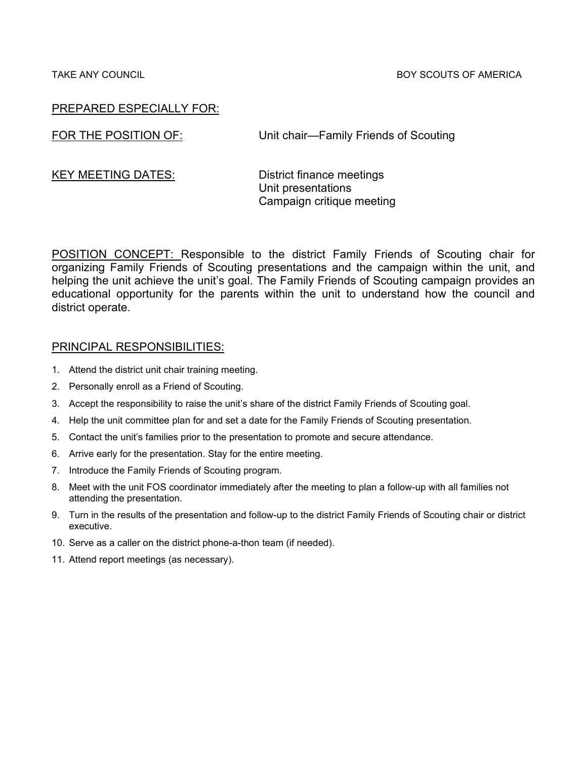TAKE ANY COUNCIL BOY SCOUTS OF AMERICA

PREPARED ESPECIALLY FOR:

FOR THE POSITION OF: Unit chair—Family Friends of Scouting

KEY MEETING DATES: District finance meetings
Unit presentations
Campaign critique meeting

POSITION CONCEPT: Responsible to the district Family Friends of Scouting chair for organizing Family Friends of Scouting presentations and the campaign within the unit, and helping the unit achieve the unit's goal. The Family Friends of Scouting campaign provides an educational opportunity for the parents within the unit to understand how the council and district operate.

PRINCIPAL RESPONSIBILITIES:

1. Attend the district unit chair training meeting.
2. Personally enroll as a Friend of Scouting.
3. Accept the responsibility to raise the unit's share of the district Family Friends of Scouting goal.
4. Help the unit committee plan for and set a date for the Family Friends of Scouting presentation.
5. Contact the unit's families prior to the presentation to promote and secure attendance.
6. Arrive early for the presentation. Stay for the entire meeting.
7. Introduce the Family Friends of Scouting program.
8. Meet with the unit FOS coordinator immediately after the meeting to plan a follow-up with all families not attending the presentation.
9. Turn in the results of the presentation and follow-up to the district Family Friends of Scouting chair or district executive.
10. Serve as a caller on the district phone-a-thon team (if needed).
11. Attend report meetings (as necessary).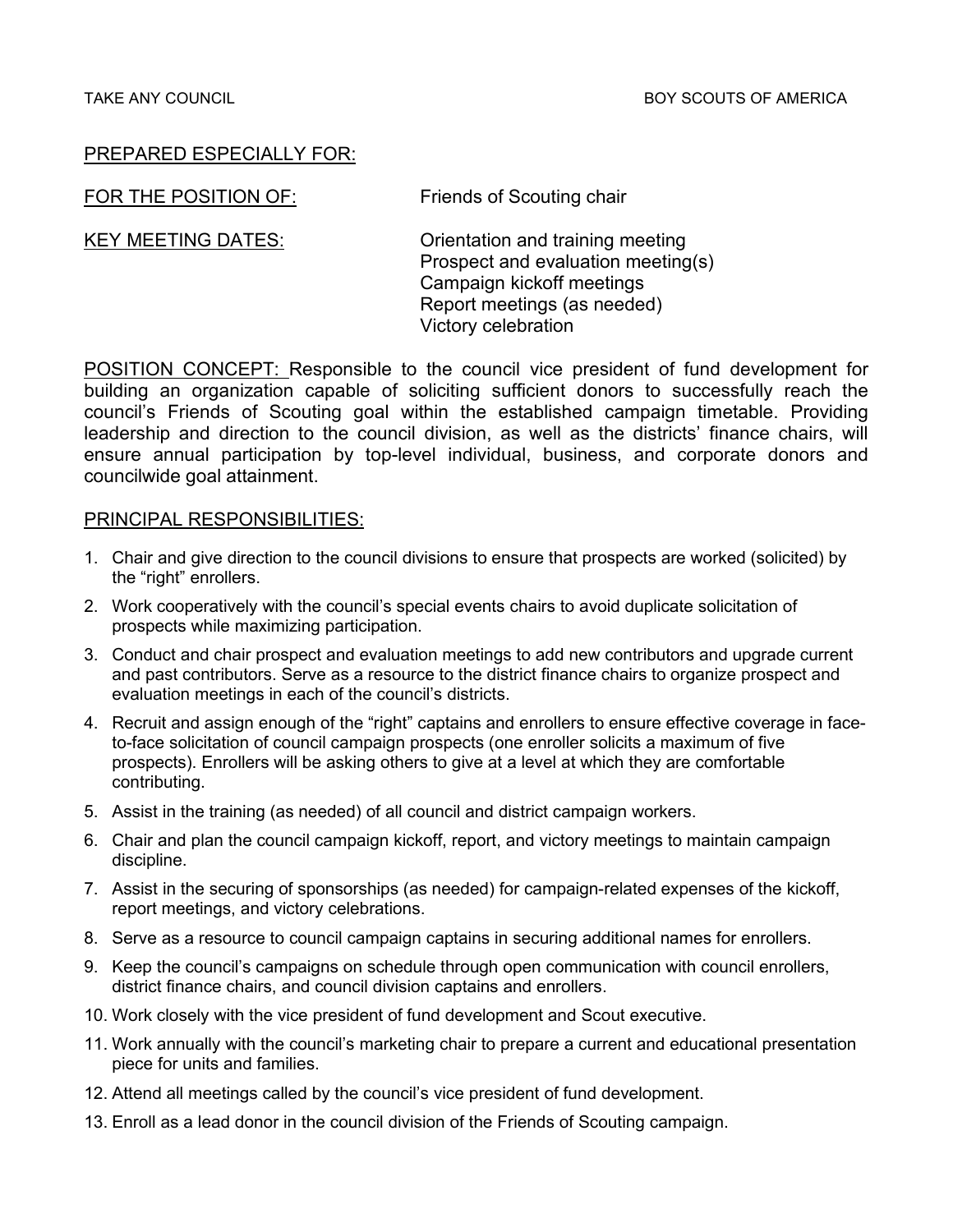TAKE ANY COUNCIL BOY SCOUTS OF AMERICA

PREPARED ESPECIALLY FOR:

FOR THE POSITION OF: Friends of Scouting chair

KEY MEETING DATES:
- Orientation and training meeting
- Prospect and evaluation meeting(s)
- Campaign kickoff meetings
- Report meetings (as needed)
- Victory celebration

POSITION CONCEPT: Responsible to the council vice president of fund development for building an organization capable of soliciting sufficient donors to successfully reach the council's Friends of Scouting goal within the established campaign timetable. Providing leadership and direction to the council division, as well as the districts' finance chairs, will ensure annual participation by top-level individual, business, and corporate donors and councilwide goal attainment.

PRINCIPAL RESPONSIBILITIES:

1. Chair and give direction to the council divisions to ensure that prospects are worked (solicited) by the "right" enrollers.
2. Work cooperatively with the council's special events chairs to avoid duplicate solicitation of prospects while maximizing participation.
3. Conduct and chair prospect and evaluation meetings to add new contributors and upgrade current and past contributors. Serve as a resource to the district finance chairs to organize prospect and evaluation meetings in each of the council's districts.
4. Recruit and assign enough of the "right" captains and enrollers to ensure effective coverage in face-to-face solicitation of council campaign prospects (one enroller solicits a maximum of five prospects). Enrollers will be asking others to give at a level at which they are comfortable contributing.
5. Assist in the training (as needed) of all council and district campaign workers.
6. Chair and plan the council campaign kickoff, report, and victory meetings to maintain campaign discipline.
7. Assist in the securing of sponsorships (as needed) for campaign-related expenses of the kickoff, report meetings, and victory celebrations.
8. Serve as a resource to council campaign captains in securing additional names for enrollers.
9. Keep the council's campaigns on schedule through open communication with council enrollers, district finance chairs, and council division captains and enrollers.
10. Work closely with the vice president of fund development and Scout executive.
11. Work annually with the council's marketing chair to prepare a current and educational presentation piece for units and families.
12. Attend all meetings called by the council's vice president of fund development.
13. Enroll as a lead donor in the council division of the Friends of Scouting campaign.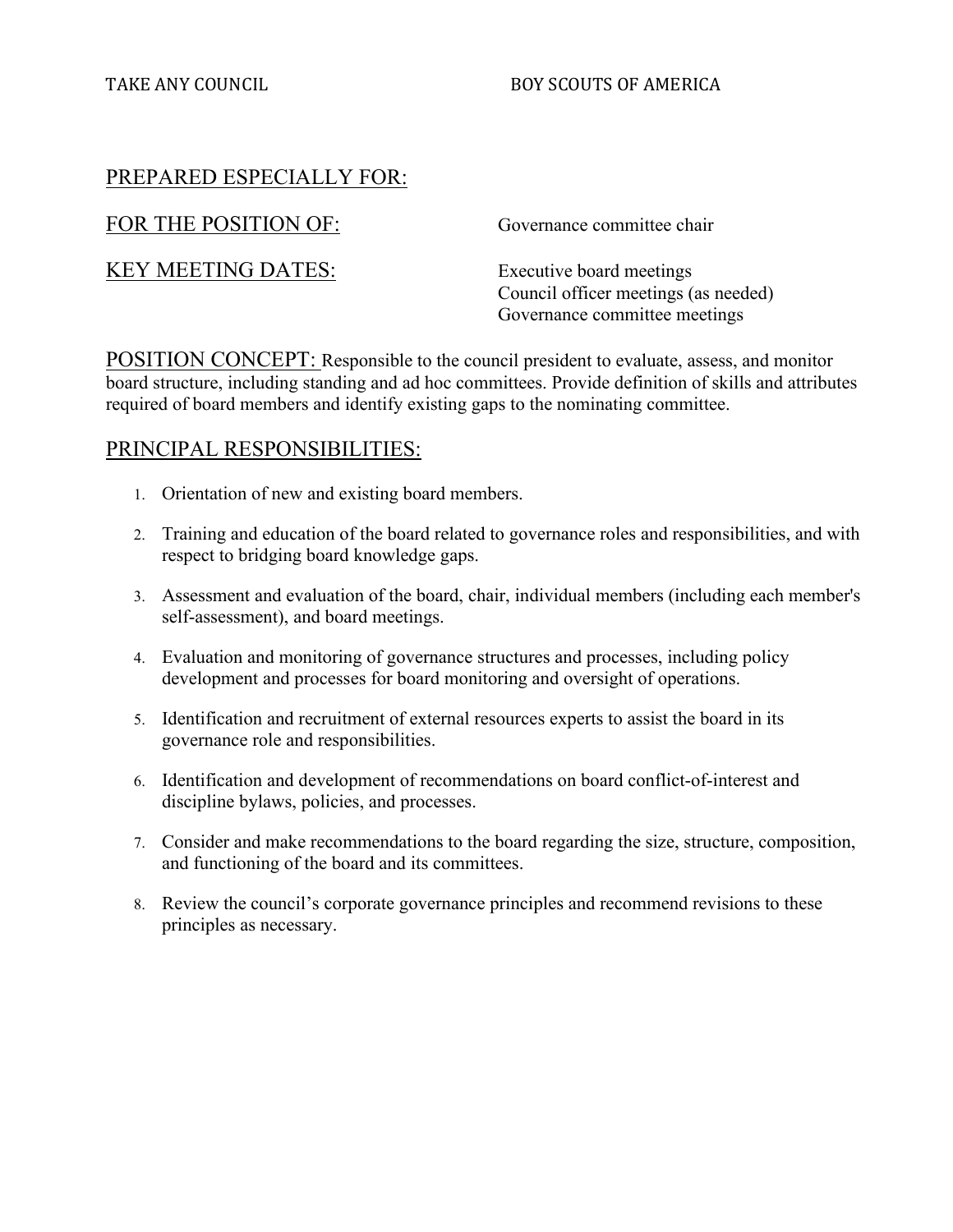TAKE ANY COUNCIL BOY SCOUTS OF AMERICA

PREPARED ESPECIALLY FOR:

FOR THE POSITION OF: Governance committee chair

KEY MEETING DATES: Executive board meetings
Council officer meetings (as needed)
Governance committee meetings

POSITION CONCEPT: Responsible to the council president to evaluate, assess, and monitor board structure, including standing and ad hoc committees. Provide definition of skills and attributes required of board members and identify existing gaps to the nominating committee.

## PRINCIPAL RESPONSIBILITIES:

1. Orientation of new and existing board members.
2. Training and education of the board related to governance roles and responsibilities, and with respect to bridging board knowledge gaps.
3. Assessment and evaluation of the board, chair, individual members (including each member's self-assessment), and board meetings.
4. Evaluation and monitoring of governance structures and processes, including policy development and processes for board monitoring and oversight of operations.
5. Identification and recruitment of external resources experts to assist the board in its governance role and responsibilities.
6. Identification and development of recommendations on board conflict-of-interest and discipline bylaws, policies, and processes.
7. Consider and make recommendations to the board regarding the size, structure, composition, and functioning of the board and its committees.
8. Review the council's corporate governance principles and recommend revisions to these principles as necessary.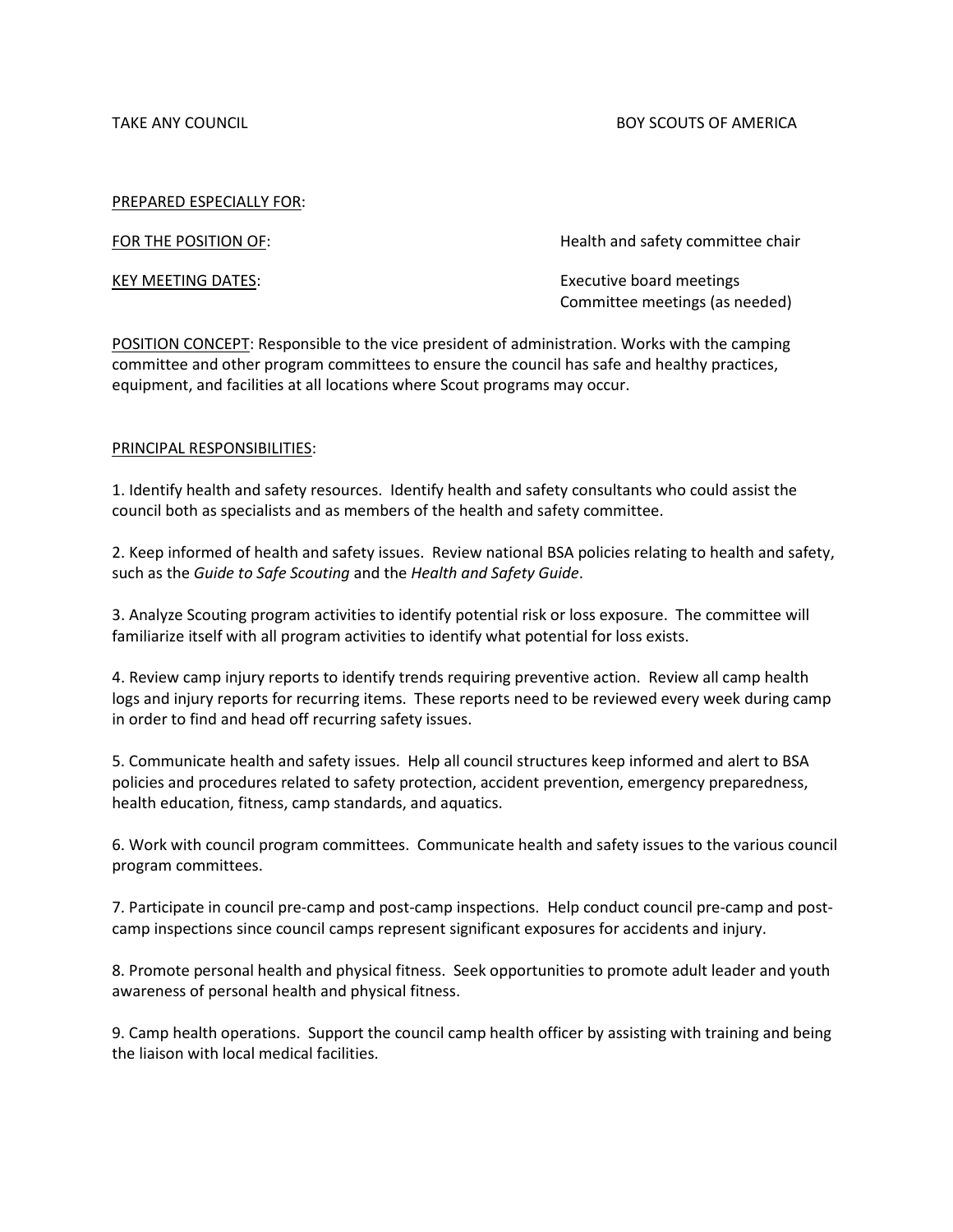TAKE ANY COUNCIL BOY SCOUTS OF AMERICA

<u>PREPARED ESPECIALLY FOR</u>:

<u>FOR THE POSITION OF</u>: Health and safety committee chair

<u>KEY MEETING DATES</u>: Executive board meetings
Committee meetings (as needed)

<u>POSITION CONCEPT</u>: Responsible to the vice president of administration. Works with the camping committee and other program committees to ensure the council has safe and healthy practices, equipment, and facilities at all locations where Scout programs may occur.

<u>PRINCIPAL RESPONSIBILITIES</u>:

1. Identify health and safety resources. Identify health and safety consultants who could assist the council both as specialists and as members of the health and safety committee.

2. Keep informed of health and safety issues. Review national BSA policies relating to health and safety, such as the *Guide to Safe Scouting* and the *Health and Safety Guide*.

3. Analyze Scouting program activities to identify potential risk or loss exposure. The committee will familiarize itself with all program activities to identify what potential for loss exists.

4. Review camp injury reports to identify trends requiring preventive action. Review all camp health logs and injury reports for recurring items. These reports need to be reviewed every week during camp in order to find and head off recurring safety issues.

5. Communicate health and safety issues. Help all council structures keep informed and alert to BSA policies and procedures related to safety protection, accident prevention, emergency preparedness, health education, fitness, camp standards, and aquatics.

6. Work with council program committees. Communicate health and safety issues to the various council program committees.

7. Participate in council pre-camp and post-camp inspections. Help conduct council pre-camp and post-camp inspections since council camps represent significant exposures for accidents and injury.

8. Promote personal health and physical fitness. Seek opportunities to promote adult leader and youth awareness of personal health and physical fitness.

9. Camp health operations. Support the council camp health officer by assisting with training and being the liaison with local medical facilities.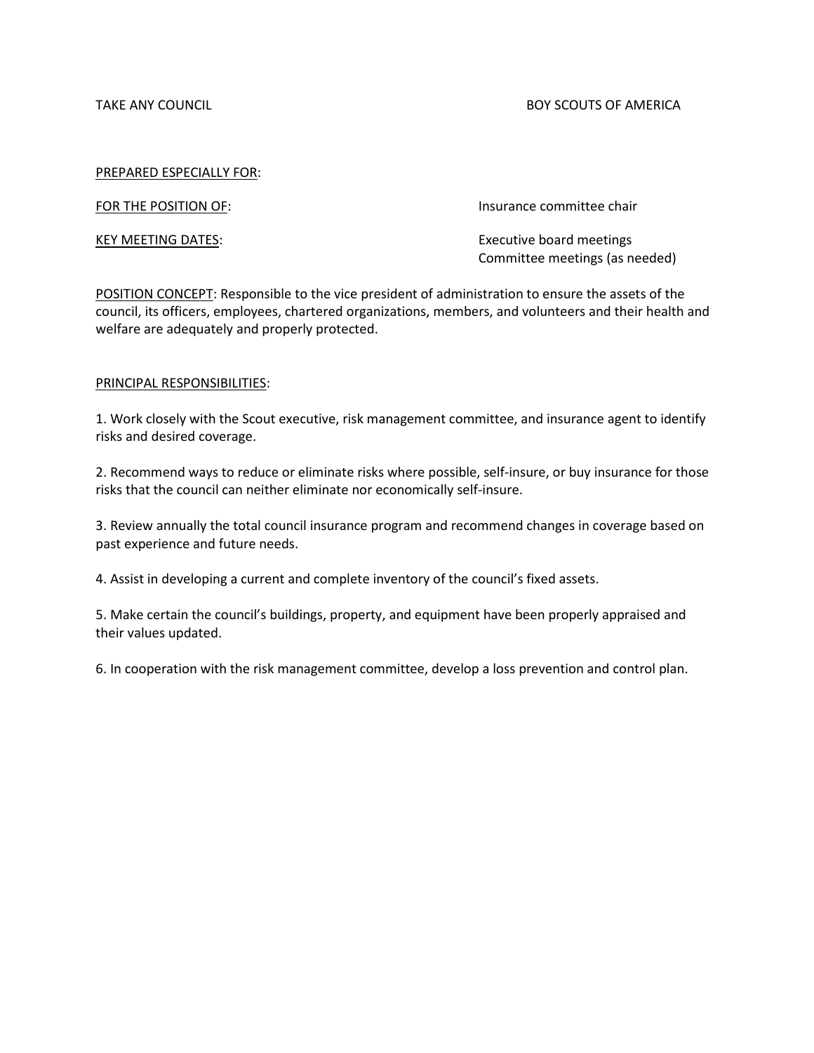TAKE ANY COUNCIL BOY SCOUTS OF AMERICA

PREPARED ESPECIALLY FOR:

FOR THE POSITION OF: Insurance committee chair

KEY MEETING DATES: Executive board meetings
Committee meetings (as needed)

POSITION CONCEPT: Responsible to the vice president of administration to ensure the assets of the council, its officers, employees, chartered organizations, members, and volunteers and their health and welfare are adequately and properly protected.

PRINCIPAL RESPONSIBILITIES:

1. Work closely with the Scout executive, risk management committee, and insurance agent to identify risks and desired coverage.

2. Recommend ways to reduce or eliminate risks where possible, self-insure, or buy insurance for those risks that the council can neither eliminate nor economically self-insure.

3. Review annually the total council insurance program and recommend changes in coverage based on past experience and future needs.

4. Assist in developing a current and complete inventory of the council's fixed assets.

5. Make certain the council's buildings, property, and equipment have been properly appraised and their values updated.

6. In cooperation with the risk management committee, develop a loss prevention and control plan.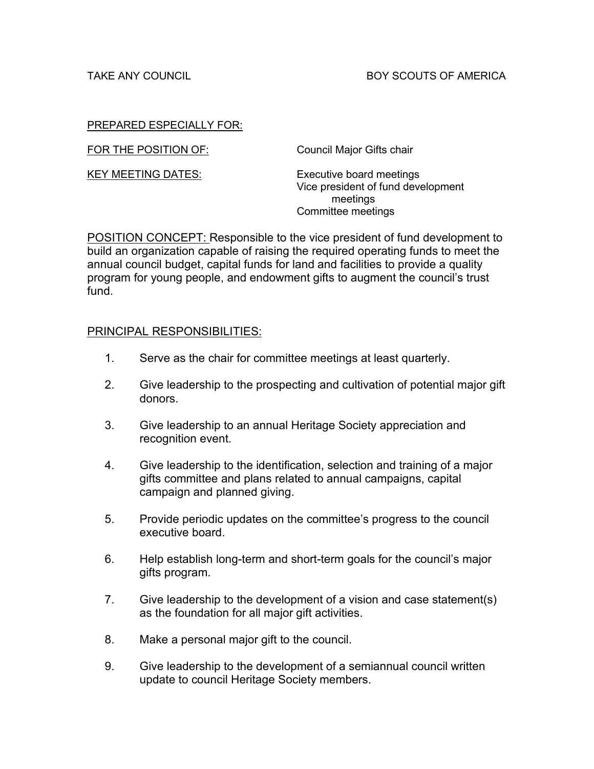TAKE ANY COUNCIL BOY SCOUTS OF AMERICA

PREPARED ESPECIALLY FOR:

FOR THE POSITION OF: Council Major Gifts chair

KEY MEETING DATES: Executive board meetings
Vice president of fund development meetings
Committee meetings

POSITION CONCEPT: Responsible to the vice president of fund development to build an organization capable of raising the required operating funds to meet the annual council budget, capital funds for land and facilities to provide a quality program for young people, and endowment gifts to augment the council's trust fund.

PRINCIPAL RESPONSIBILITIES:

1. Serve as the chair for committee meetings at least quarterly.
2. Give leadership to the prospecting and cultivation of potential major gift donors.
3. Give leadership to an annual Heritage Society appreciation and recognition event.
4. Give leadership to the identification, selection and training of a major gifts committee and plans related to annual campaigns, capital campaign and planned giving.
5. Provide periodic updates on the committee's progress to the council executive board.
6. Help establish long-term and short-term goals for the council's major gifts program.
7. Give leadership to the development of a vision and case statement(s) as the foundation for all major gift activities.
8. Make a personal major gift to the council.
9. Give leadership to the development of a semiannual council written update to council Heritage Society members.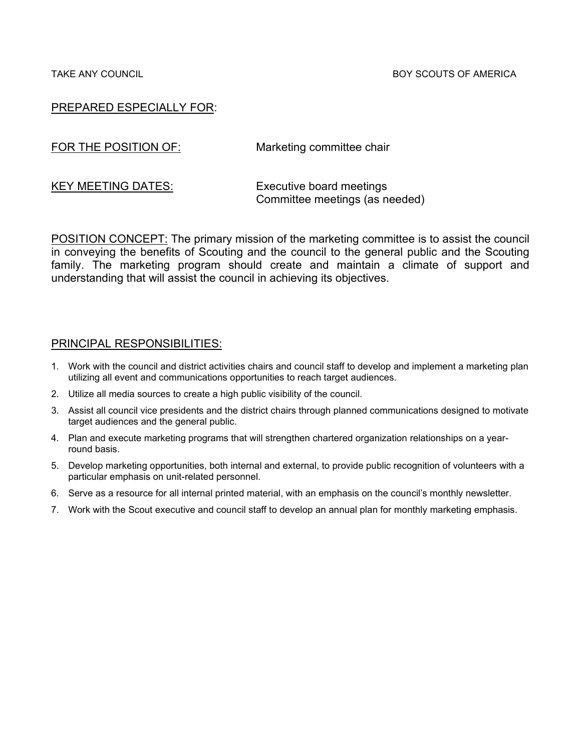TAKE ANY COUNCIL BOY SCOUTS OF AMERICA

PREPARED ESPECIALLY FOR:

FOR THE POSITION OF: Marketing committee chair

KEY MEETING DATES: Executive board meetings
Committee meetings (as needed)

POSITION CONCEPT: The primary mission of the marketing committee is to assist the council in conveying the benefits of Scouting and the council to the general public and the Scouting family. The marketing program should create and maintain a climate of support and understanding that will assist the council in achieving its objectives.

PRINCIPAL RESPONSIBILITIES:

1. Work with the council and district activities chairs and council staff to develop and implement a marketing plan utilizing all event and communications opportunities to reach target audiences.
2. Utilize all media sources to create a high public visibility of the council.
3. Assist all council vice presidents and the district chairs through planned communications designed to motivate target audiences and the general public.
4. Plan and execute marketing programs that will strengthen chartered organization relationships on a year-round basis.
5. Develop marketing opportunities, both internal and external, to provide public recognition of volunteers with a particular emphasis on unit-related personnel.
6. Serve as a resource for all internal printed material, with an emphasis on the council's monthly newsletter.
7. Work with the Scout executive and council staff to develop an annual plan for monthly marketing emphasis.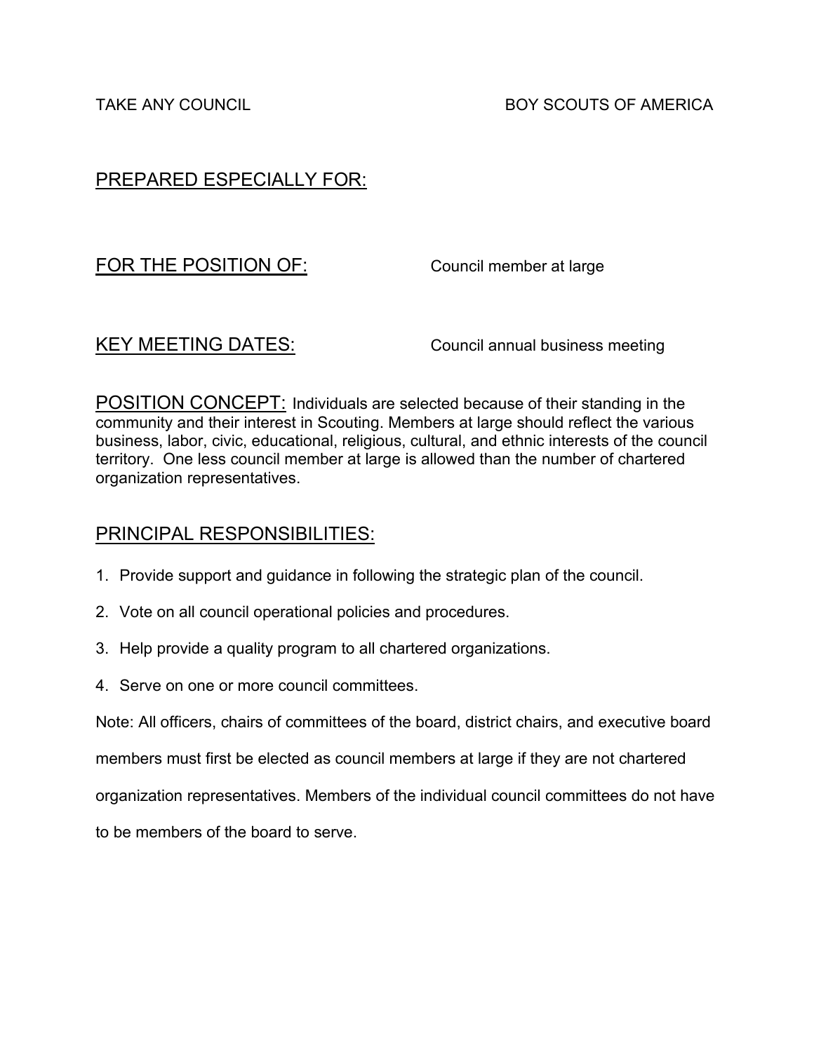TAKE ANY COUNCIL BOY SCOUTS OF AMERICA

## PREPARED ESPECIALLY FOR:

## FOR THE POSITION OF: Council member at large

## KEY MEETING DATES: Council annual business meeting

## POSITION CONCEPT:

Individuals are selected because of their standing in the community and their interest in Scouting. Members at large should reflect the various business, labor, civic, educational, religious, cultural, and ethnic interests of the council territory. One less council member at large is allowed than the number of chartered organization representatives.

## PRINCIPAL RESPONSIBILITIES:

1. Provide support and guidance in following the strategic plan of the council.
2. Vote on all council operational policies and procedures.
3. Help provide a quality program to all chartered organizations.
4. Serve on one or more council committees.

Note: All officers, chairs of committees of the board, district chairs, and executive board members must first be elected as council members at large if they are not chartered organization representatives. Members of the individual council committees do not have to be members of the board to serve.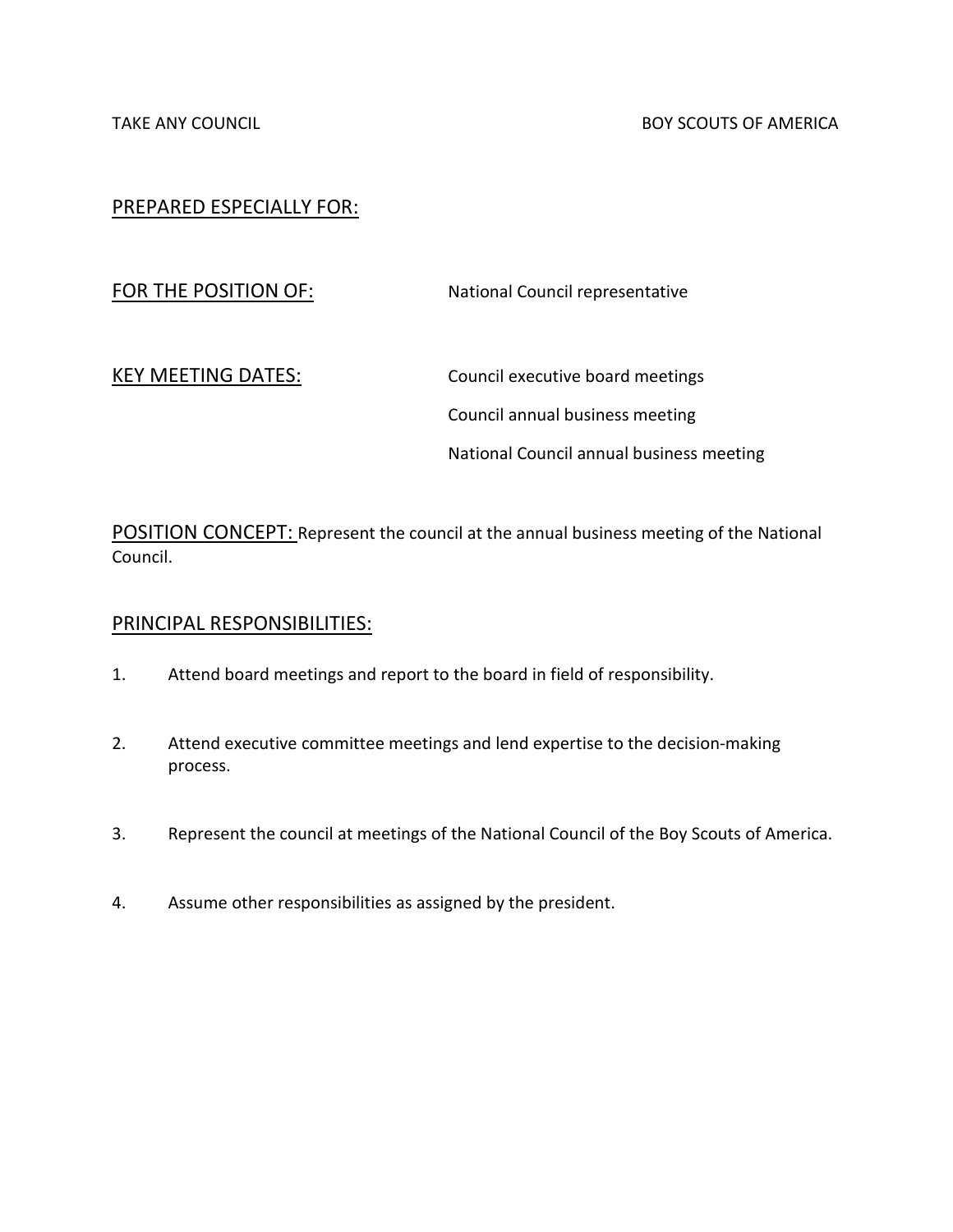TAKE ANY COUNCIL BOY SCOUTS OF AMERICA

PREPARED ESPECIALLY FOR:

FOR THE POSITION OF: National Council representative

KEY MEETING DATES: Council executive board meetings

Council annual business meeting

National Council annual business meeting

POSITION CONCEPT: Represent the council at the annual business meeting of the National Council.

PRINCIPAL RESPONSIBILITIES:

1. Attend board meetings and report to the board in field of responsibility.
2. Attend executive committee meetings and lend expertise to the decision-making process.
3. Represent the council at meetings of the National Council of the Boy Scouts of America.
4. Assume other responsibilities as assigned by the president.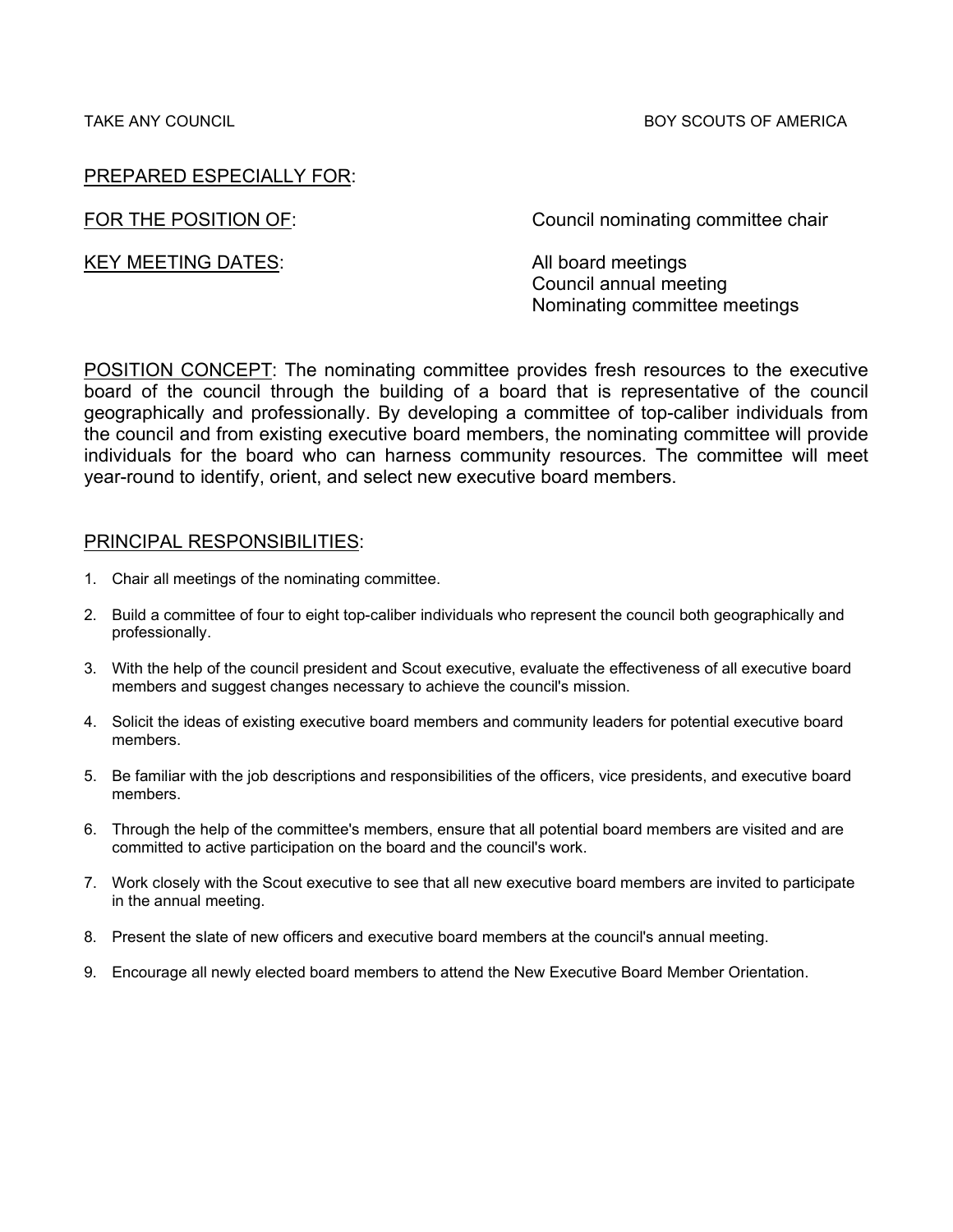TAKE ANY COUNCIL BOY SCOUTS OF AMERICA

PREPARED ESPECIALLY FOR:

FOR THE POSITION OF: Council nominating committee chair

KEY MEETING DATES: All board meetings
Council annual meeting
Nominating committee meetings

POSITION CONCEPT: The nominating committee provides fresh resources to the executive board of the council through the building of a board that is representative of the council geographically and professionally. By developing a committee of top-caliber individuals from the council and from existing executive board members, the nominating committee will provide individuals for the board who can harness community resources. The committee will meet year-round to identify, orient, and select new executive board members.

PRINCIPAL RESPONSIBILITIES:

1. Chair all meetings of the nominating committee.
2. Build a committee of four to eight top-caliber individuals who represent the council both geographically and professionally.
3. With the help of the council president and Scout executive, evaluate the effectiveness of all executive board members and suggest changes necessary to achieve the council's mission.
4. Solicit the ideas of existing executive board members and community leaders for potential executive board members.
5. Be familiar with the job descriptions and responsibilities of the officers, vice presidents, and executive board members.
6. Through the help of the committee's members, ensure that all potential board members are visited and are committed to active participation on the board and the council's work.
7. Work closely with the Scout executive to see that all new executive board members are invited to participate in the annual meeting.
8. Present the slate of new officers and executive board members at the council's annual meeting.
9. Encourage all newly elected board members to attend the New Executive Board Member Orientation.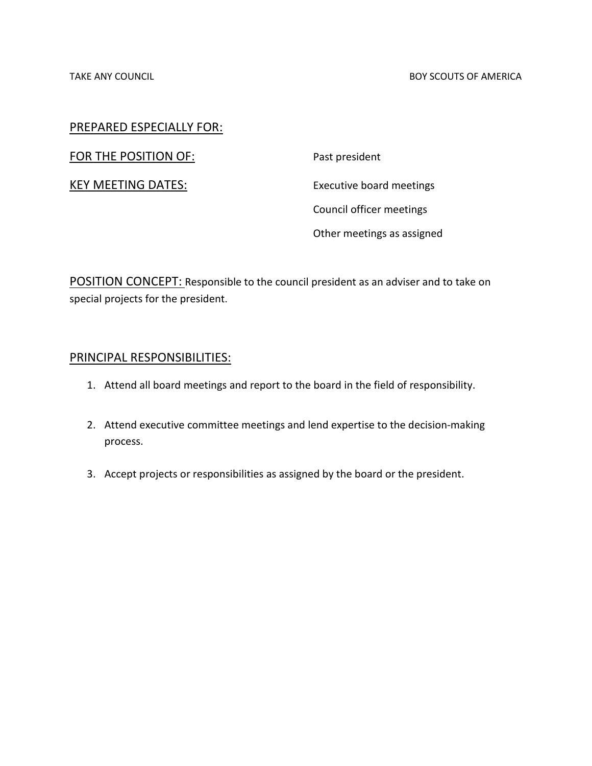TAKE ANY COUNCIL BOY SCOUTS OF AMERICA

PREPARED ESPECIALLY FOR:

FOR THE POSITION OF: Past president

KEY MEETING DATES: Executive board meetings

Council officer meetings

Other meetings as assigned

POSITION CONCEPT: Responsible to the council president as an adviser and to take on special projects for the president.

PRINCIPAL RESPONSIBILITIES:

1. Attend all board meetings and report to the board in the field of responsibility.

2. Attend executive committee meetings and lend expertise to the decision-making process.

3. Accept projects or responsibilities as assigned by the board or the president.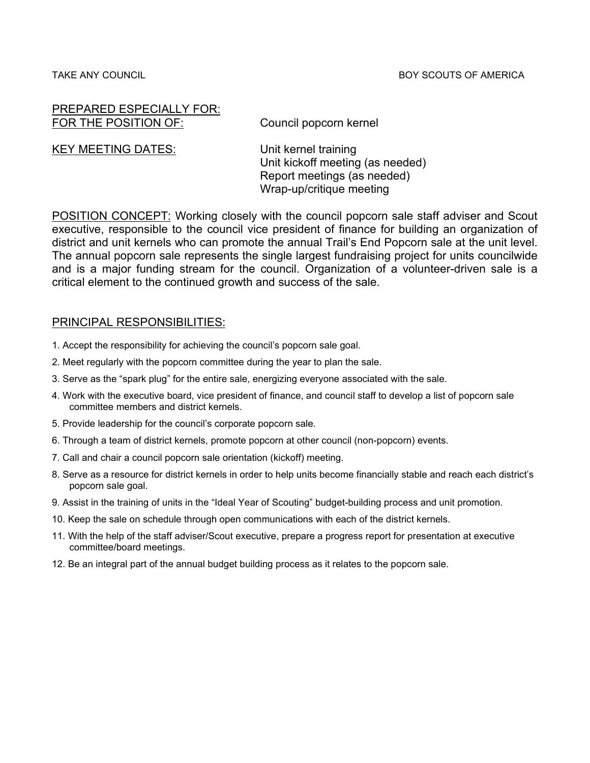TAKE ANY COUNCIL BOY SCOUTS OF AMERICA

PREPARED ESPECIALLY FOR:
FOR THE POSITION OF: Council popcorn kernel

KEY MEETING DATES:
Unit kernel training
Unit kickoff meeting (as needed)
Report meetings (as needed)
Wrap-up/critique meeting

POSITION CONCEPT: Working closely with the council popcorn sale staff adviser and Scout executive, responsible to the council vice president of finance for building an organization of district and unit kernels who can promote the annual Trail's End Popcorn sale at the unit level. The annual popcorn sale represents the single largest fundraising project for units councilwide and is a major funding stream for the council. Organization of a volunteer-driven sale is a critical element to the continued growth and success of the sale.

PRINCIPAL RESPONSIBILITIES:

1. Accept the responsibility for achieving the council's popcorn sale goal.
2. Meet regularly with the popcorn committee during the year to plan the sale.
3. Serve as the "spark plug" for the entire sale, energizing everyone associated with the sale.
4. Work with the executive board, vice president of finance, and council staff to develop a list of popcorn sale committee members and district kernels.
5. Provide leadership for the council's corporate popcorn sale.
6. Through a team of district kernels, promote popcorn at other council (non-popcorn) events.
7. Call and chair a council popcorn sale orientation (kickoff) meeting.
8. Serve as a resource for district kernels in order to help units become financially stable and reach each district's popcorn sale goal.
9. Assist in the training of units in the "Ideal Year of Scouting" budget-building process and unit promotion.
10. Keep the sale on schedule through open communications with each of the district kernels.
11. With the help of the staff adviser/Scout executive, prepare a progress report for presentation at executive committee/board meetings.
12. Be an integral part of the annual budget building process as it relates to the popcorn sale.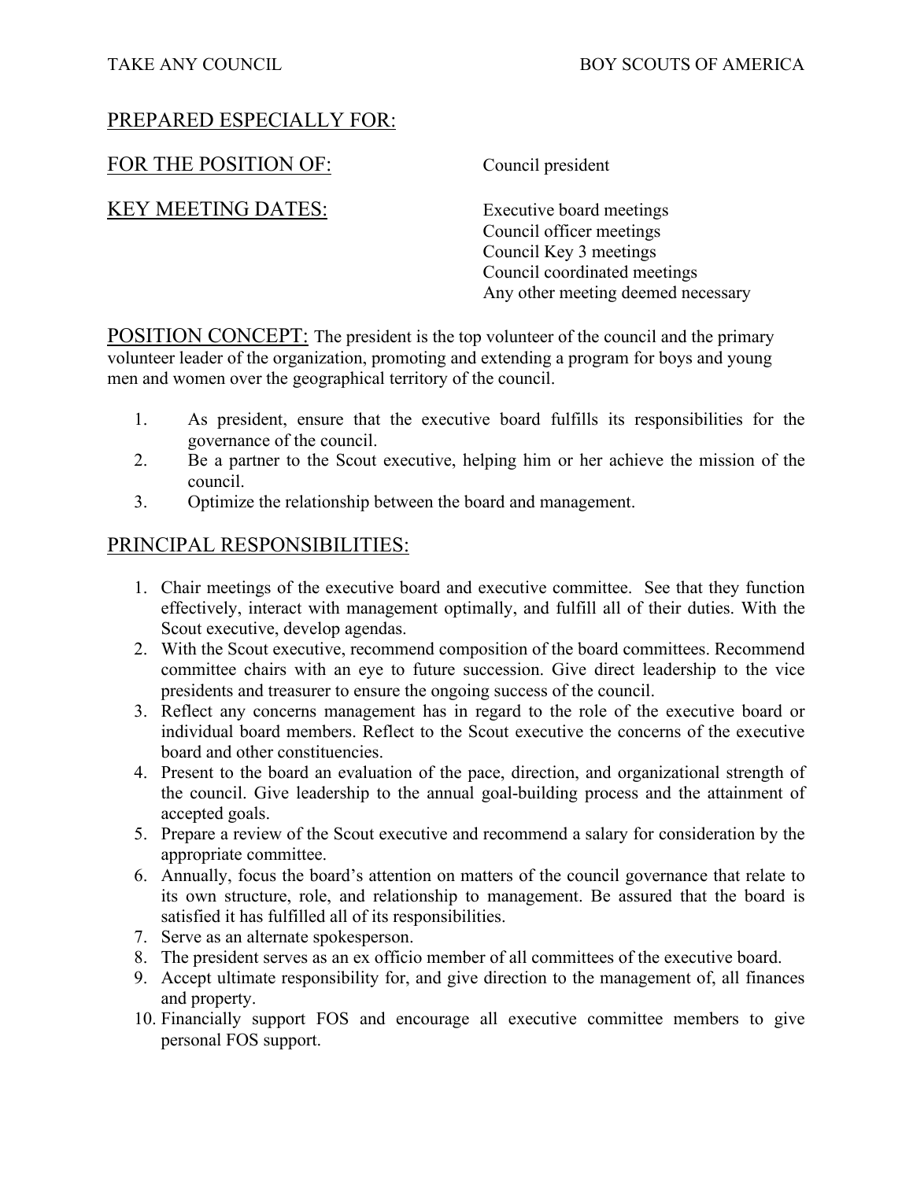TAKE ANY COUNCIL BOY SCOUTS OF AMERICA

PREPARED ESPECIALLY FOR:

FOR THE POSITION OF: Council president

KEY MEETING DATES:
Executive board meetings
Council officer meetings
Council Key 3 meetings
Council coordinated meetings
Any other meeting deemed necessary

POSITION CONCEPT: The president is the top volunteer of the council and the primary volunteer leader of the organization, promoting and extending a program for boys and young men and women over the geographical territory of the council.

1. As president, ensure that the executive board fulfills its responsibilities for the governance of the council.
2. Be a partner to the Scout executive, helping him or her achieve the mission of the council.
3. Optimize the relationship between the board and management.

## PRINCIPAL RESPONSIBILITIES:

1. Chair meetings of the executive board and executive committee. See that they function effectively, interact with management optimally, and fulfill all of their duties. With the Scout executive, develop agendas.
2. With the Scout executive, recommend composition of the board committees. Recommend committee chairs with an eye to future succession. Give direct leadership to the vice presidents and treasurer to ensure the ongoing success of the council.
3. Reflect any concerns management has in regard to the role of the executive board or individual board members. Reflect to the Scout executive the concerns of the executive board and other constituencies.
4. Present to the board an evaluation of the pace, direction, and organizational strength of the council. Give leadership to the annual goal-building process and the attainment of accepted goals.
5. Prepare a review of the Scout executive and recommend a salary for consideration by the appropriate committee.
6. Annually, focus the board's attention on matters of the council governance that relate to its own structure, role, and relationship to management. Be assured that the board is satisfied it has fulfilled all of its responsibilities.
7. Serve as an alternate spokesperson.
8. The president serves as an ex officio member of all committees of the executive board.
9. Accept ultimate responsibility for, and give direction to the management of, all finances and property.
10. Financially support FOS and encourage all executive committee members to give personal FOS support.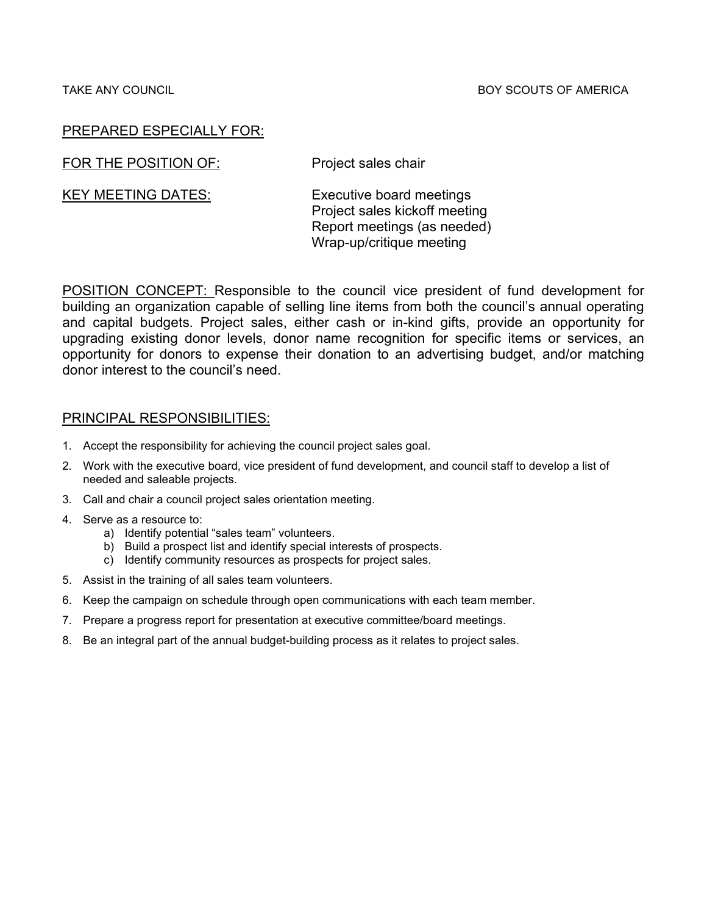TAKE ANY COUNCIL BOY SCOUTS OF AMERICA

PREPARED ESPECIALLY FOR:

FOR THE POSITION OF: Project sales chair

KEY MEETING DATES: Executive board meetings
Project sales kickoff meeting
Report meetings (as needed)
Wrap-up/critique meeting

POSITION CONCEPT: Responsible to the council vice president of fund development for building an organization capable of selling line items from both the council's annual operating and capital budgets. Project sales, either cash or in-kind gifts, provide an opportunity for upgrading existing donor levels, donor name recognition for specific items or services, an opportunity for donors to expense their donation to an advertising budget, and/or matching donor interest to the council's need.

PRINCIPAL RESPONSIBILITIES:

1. Accept the responsibility for achieving the council project sales goal.
2. Work with the executive board, vice president of fund development, and council staff to develop a list of needed and saleable projects.
3. Call and chair a council project sales orientation meeting.
4. Serve as a resource to:
   a) Identify potential "sales team" volunteers.
   b) Build a prospect list and identify special interests of prospects.
   c) Identify community resources as prospects for project sales.
5. Assist in the training of all sales team volunteers.
6. Keep the campaign on schedule through open communications with each team member.
7. Prepare a progress report for presentation at executive committee/board meetings.
8. Be an integral part of the annual budget-building process as it relates to project sales.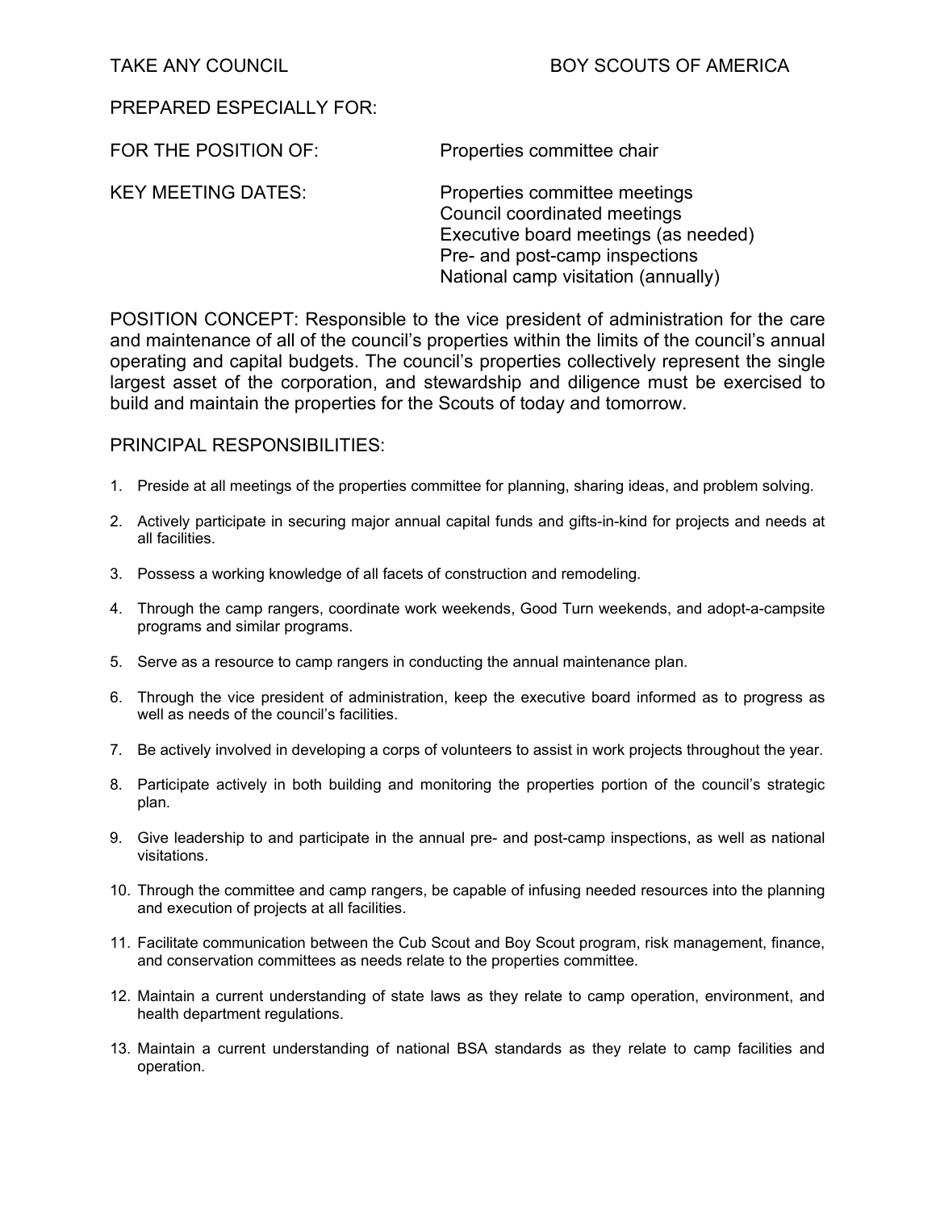TAKE ANY COUNCIL BOY SCOUTS OF AMERICA

PREPARED ESPECIALLY FOR:

| | |
|---|---|
| FOR THE POSITION OF: | Properties committee chair |
| KEY MEETING DATES: | Properties committee meetings<br>Council coordinated meetings<br>Executive board meetings (as needed)<br>Pre- and post-camp inspections<br>National camp visitation (annually) |

POSITION CONCEPT: Responsible to the vice president of administration for the care and maintenance of all of the council's properties within the limits of the council's annual operating and capital budgets. The council's properties collectively represent the single largest asset of the corporation, and stewardship and diligence must be exercised to build and maintain the properties for the Scouts of today and tomorrow.

PRINCIPAL RESPONSIBILITIES:

1. Preside at all meetings of the properties committee for planning, sharing ideas, and problem solving.
2. Actively participate in securing major annual capital funds and gifts-in-kind for projects and needs at all facilities.
3. Possess a working knowledge of all facets of construction and remodeling.
4. Through the camp rangers, coordinate work weekends, Good Turn weekends, and adopt-a-campsite programs and similar programs.
5. Serve as a resource to camp rangers in conducting the annual maintenance plan.
6. Through the vice president of administration, keep the executive board informed as to progress as well as needs of the council's facilities.
7. Be actively involved in developing a corps of volunteers to assist in work projects throughout the year.
8. Participate actively in both building and monitoring the properties portion of the council's strategic plan.
9. Give leadership to and participate in the annual pre- and post-camp inspections, as well as national visitations.
10. Through the committee and camp rangers, be capable of infusing needed resources into the planning and execution of projects at all facilities.
11. Facilitate communication between the Cub Scout and Boy Scout program, risk management, finance, and conservation committees as needs relate to the properties committee.
12. Maintain a current understanding of state laws as they relate to camp operation, environment, and health department regulations.
13. Maintain a current understanding of national BSA standards as they relate to camp facilities and operation.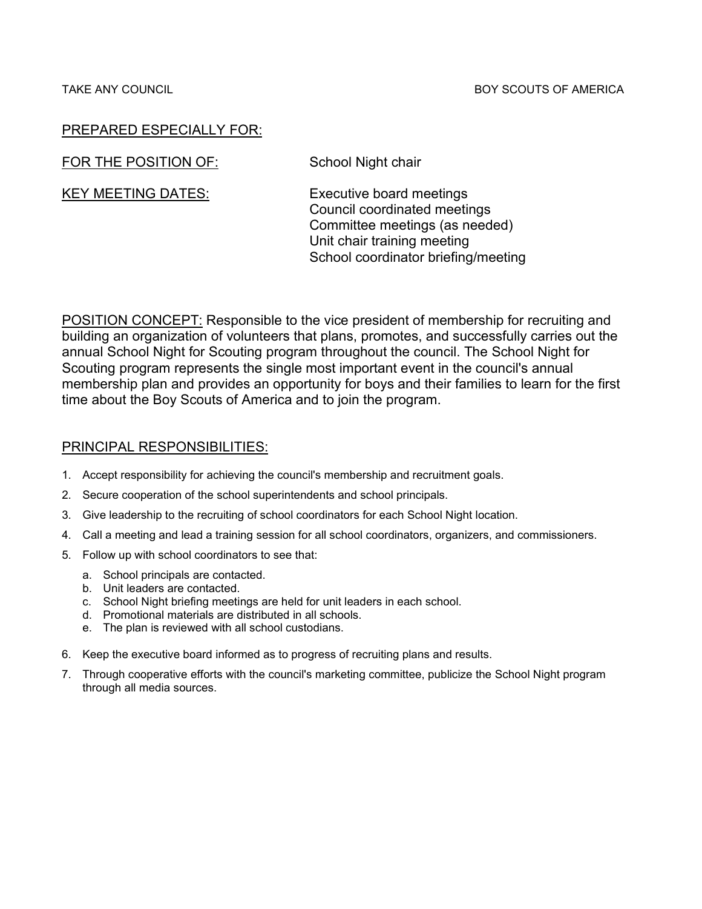TAKE ANY COUNCIL BOY SCOUTS OF AMERICA

PREPARED ESPECIALLY FOR:

FOR THE POSITION OF: School Night chair

KEY MEETING DATES:

- Executive board meetings
- Council coordinated meetings
- Committee meetings (as needed)
- Unit chair training meeting
- School coordinator briefing/meeting

POSITION CONCEPT: Responsible to the vice president of membership for recruiting and building an organization of volunteers that plans, promotes, and successfully carries out the annual School Night for Scouting program throughout the council. The School Night for Scouting program represents the single most important event in the council's annual membership plan and provides an opportunity for boys and their families to learn for the first time about the Boy Scouts of America and to join the program.

PRINCIPAL RESPONSIBILITIES:

1. Accept responsibility for achieving the council's membership and recruitment goals.
2. Secure cooperation of the school superintendents and school principals.
3. Give leadership to the recruiting of school coordinators for each School Night location.
4. Call a meeting and lead a training session for all school coordinators, organizers, and commissioners.
5. Follow up with school coordinators to see that:
   a. School principals are contacted.
   b. Unit leaders are contacted.
   c. School Night briefing meetings are held for unit leaders in each school.
   d. Promotional materials are distributed in all schools.
   e. The plan is reviewed with all school custodians.
6. Keep the executive board informed as to progress of recruiting plans and results.
7. Through cooperative efforts with the council's marketing committee, publicize the School Night program through all media sources.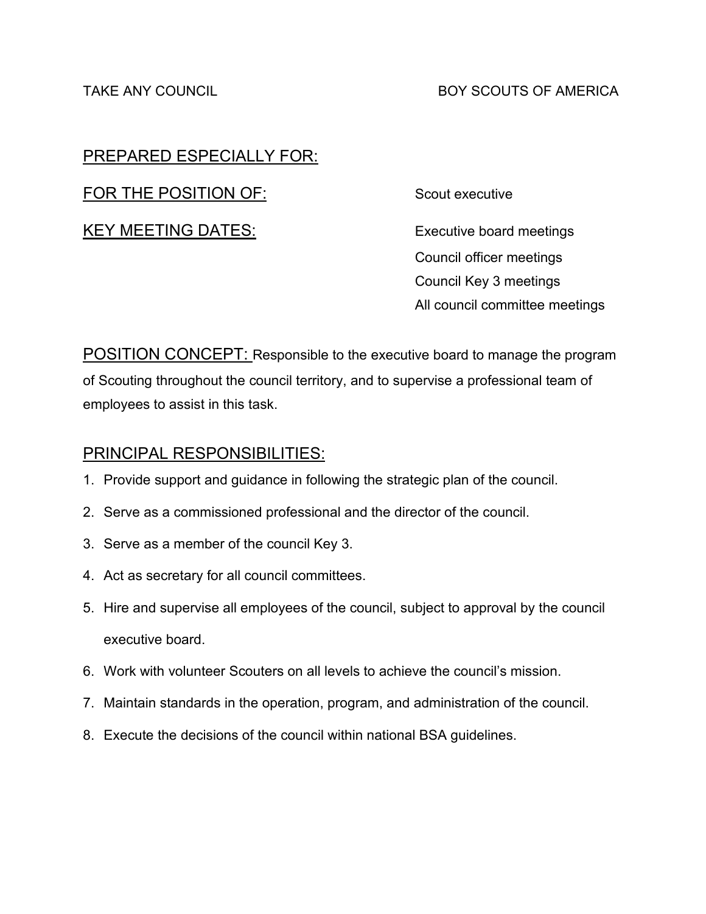TAKE ANY COUNCIL BOY SCOUTS OF AMERICA

PREPARED ESPECIALLY FOR:

FOR THE POSITION OF: Scout executive

KEY MEETING DATES:

- Executive board meetings
- Council officer meetings
- Council Key 3 meetings
- All council committee meetings

POSITION CONCEPT: Responsible to the executive board to manage the program of Scouting throughout the council territory, and to supervise a professional team of employees to assist in this task.

## PRINCIPAL RESPONSIBILITIES:

1. Provide support and guidance in following the strategic plan of the council.
2. Serve as a commissioned professional and the director of the council.
3. Serve as a member of the council Key 3.
4. Act as secretary for all council committees.
5. Hire and supervise all employees of the council, subject to approval by the council executive board.
6. Work with volunteer Scouters on all levels to achieve the council's mission.
7. Maintain standards in the operation, program, and administration of the council.
8. Execute the decisions of the council within national BSA guidelines.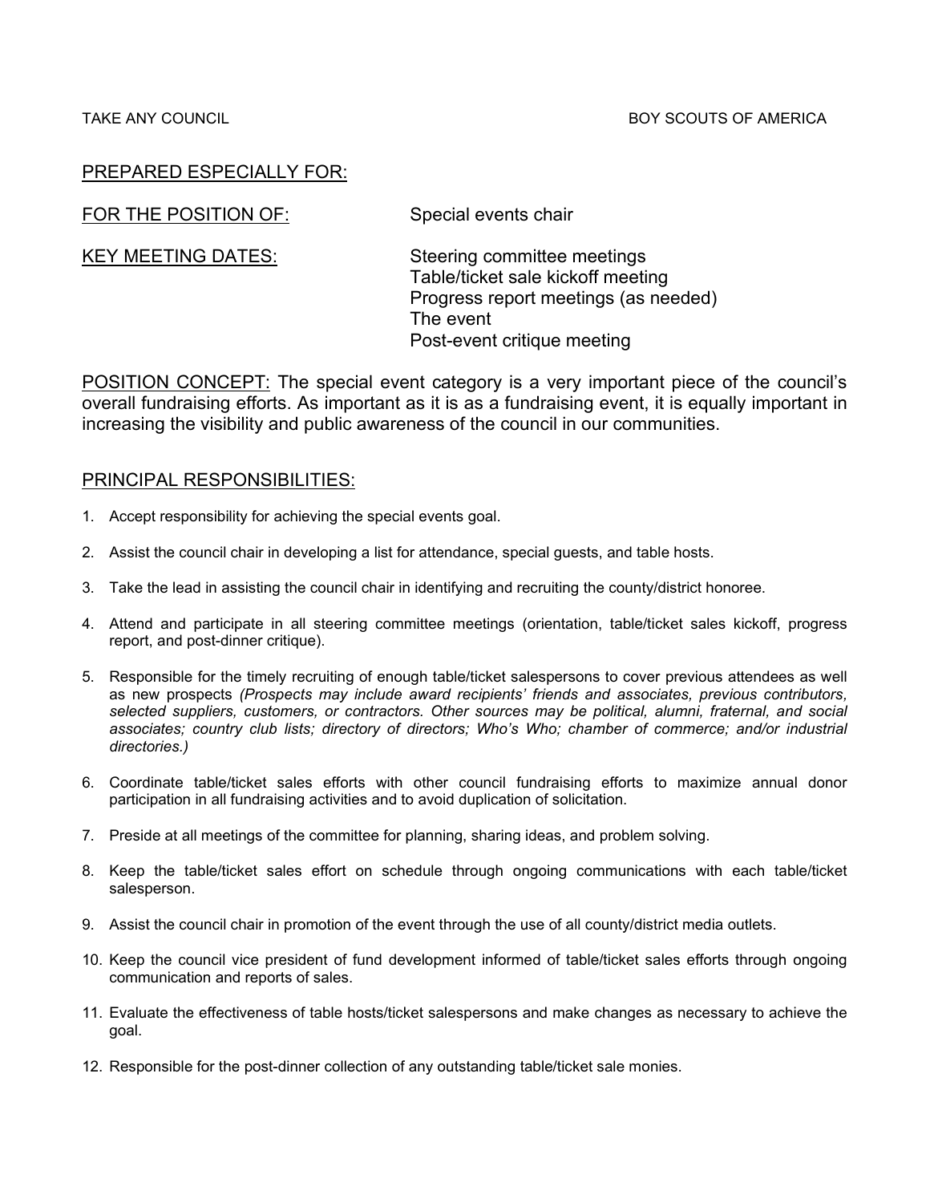TAKE ANY COUNCIL BOY SCOUTS OF AMERICA

PREPARED ESPECIALLY FOR:

FOR THE POSITION OF: Special events chair

KEY MEETING DATES: Steering committee meetings
Table/ticket sale kickoff meeting
Progress report meetings (as needed)
The event
Post-event critique meeting

POSITION CONCEPT: The special event category is a very important piece of the council's overall fundraising efforts. As important as it is as a fundraising event, it is equally important in increasing the visibility and public awareness of the council in our communities.

PRINCIPAL RESPONSIBILITIES:

1. Accept responsibility for achieving the special events goal.
2. Assist the council chair in developing a list for attendance, special guests, and table hosts.
3. Take the lead in assisting the council chair in identifying and recruiting the county/district honoree.
4. Attend and participate in all steering committee meetings (orientation, table/ticket sales kickoff, progress report, and post-dinner critique).
5. Responsible for the timely recruiting of enough table/ticket salespersons to cover previous attendees as well as new prospects *(Prospects may include award recipients' friends and associates, previous contributors, selected suppliers, customers, or contractors. Other sources may be political, alumni, fraternal, and social associates; country club lists; directory of directors; Who's Who; chamber of commerce; and/or industrial directories.)*
6. Coordinate table/ticket sales efforts with other council fundraising efforts to maximize annual donor participation in all fundraising activities and to avoid duplication of solicitation.
7. Preside at all meetings of the committee for planning, sharing ideas, and problem solving.
8. Keep the table/ticket sales effort on schedule through ongoing communications with each table/ticket salesperson.
9. Assist the council chair in promotion of the event through the use of all county/district media outlets.
10. Keep the council vice president of fund development informed of table/ticket sales efforts through ongoing communication and reports of sales.
11. Evaluate the effectiveness of table hosts/ticket salespersons and make changes as necessary to achieve the goal.
12. Responsible for the post-dinner collection of any outstanding table/ticket sale monies.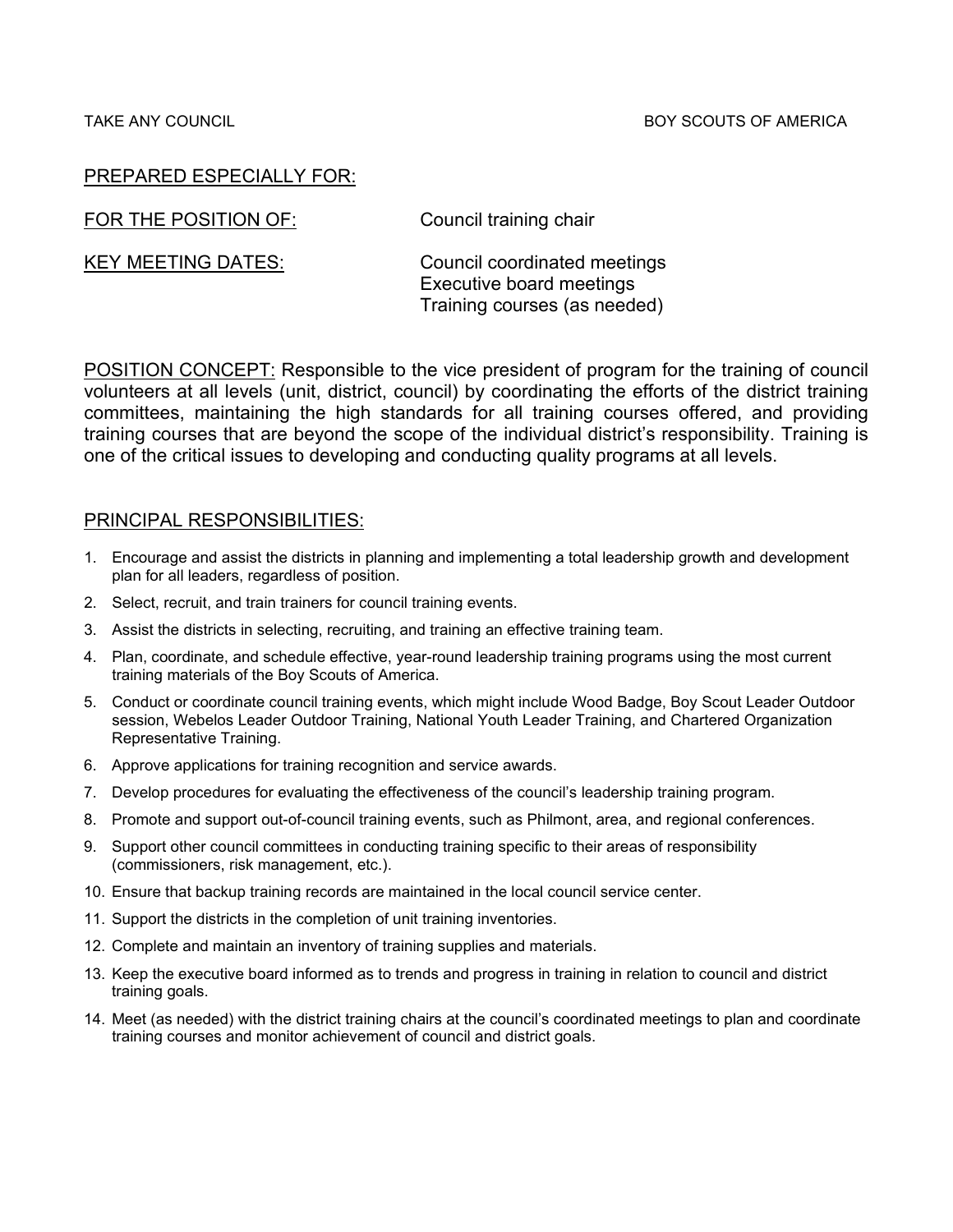TAKE ANY COUNCIL　　　　　　　　　　　　　　　　　　　　　　BOY SCOUTS OF AMERICA

PREPARED ESPECIALLY FOR:

FOR THE POSITION OF: Council training chair

KEY MEETING DATES: Council coordinated meetings
Executive board meetings
Training courses (as needed)

POSITION CONCEPT: Responsible to the vice president of program for the training of council volunteers at all levels (unit, district, council) by coordinating the efforts of the district training committees, maintaining the high standards for all training courses offered, and providing training courses that are beyond the scope of the individual district's responsibility. Training is one of the critical issues to developing and conducting quality programs at all levels.

## PRINCIPAL RESPONSIBILITIES:

1. Encourage and assist the districts in planning and implementing a total leadership growth and development plan for all leaders, regardless of position.
2. Select, recruit, and train trainers for council training events.
3. Assist the districts in selecting, recruiting, and training an effective training team.
4. Plan, coordinate, and schedule effective, year-round leadership training programs using the most current training materials of the Boy Scouts of America.
5. Conduct or coordinate council training events, which might include Wood Badge, Boy Scout Leader Outdoor session, Webelos Leader Outdoor Training, National Youth Leader Training, and Chartered Organization Representative Training.
6. Approve applications for training recognition and service awards.
7. Develop procedures for evaluating the effectiveness of the council's leadership training program.
8. Promote and support out-of-council training events, such as Philmont, area, and regional conferences.
9. Support other council committees in conducting training specific to their areas of responsibility (commissioners, risk management, etc.).
10. Ensure that backup training records are maintained in the local council service center.
11. Support the districts in the completion of unit training inventories.
12. Complete and maintain an inventory of training supplies and materials.
13. Keep the executive board informed as to trends and progress in training in relation to council and district training goals.
14. Meet (as needed) with the district training chairs at the council's coordinated meetings to plan and coordinate training courses and monitor achievement of council and district goals.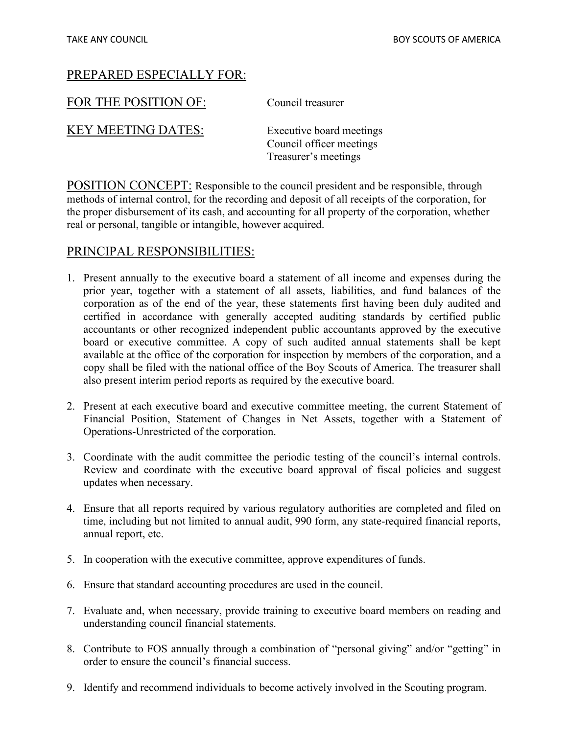PREPARED ESPECIALLY FOR:

FOR THE POSITION OF: Council treasurer

KEY MEETING DATES: Executive board meetings
Council officer meetings
Treasurer's meetings

## POSITION CONCEPT:

Responsible to the council president and be responsible, through methods of internal control, for the recording and deposit of all receipts of the corporation, for the proper disbursement of its cash, and accounting for all property of the corporation, whether real or personal, tangible or intangible, however acquired.

## PRINCIPAL RESPONSIBILITIES:

1. Present annually to the executive board a statement of all income and expenses during the prior year, together with a statement of all assets, liabilities, and fund balances of the corporation as of the end of the year, these statements first having been duly audited and certified in accordance with generally accepted auditing standards by certified public accountants or other recognized independent public accountants approved by the executive board or executive committee. A copy of such audited annual statements shall be kept available at the office of the corporation for inspection by members of the corporation, and a copy shall be filed with the national office of the Boy Scouts of America. The treasurer shall also present interim period reports as required by the executive board.

2. Present at each executive board and executive committee meeting, the current Statement of Financial Position, Statement of Changes in Net Assets, together with a Statement of Operations-Unrestricted of the corporation.

3. Coordinate with the audit committee the periodic testing of the council's internal controls. Review and coordinate with the executive board approval of fiscal policies and suggest updates when necessary.

4. Ensure that all reports required by various regulatory authorities are completed and filed on time, including but not limited to annual audit, 990 form, any state-required financial reports, annual report, etc.

5. In cooperation with the executive committee, approve expenditures of funds.

6. Ensure that standard accounting procedures are used in the council.

7. Evaluate and, when necessary, provide training to executive board members on reading and understanding council financial statements.

8. Contribute to FOS annually through a combination of "personal giving" and/or "getting" in order to ensure the council's financial success.

9. Identify and recommend individuals to become actively involved in the Scouting program.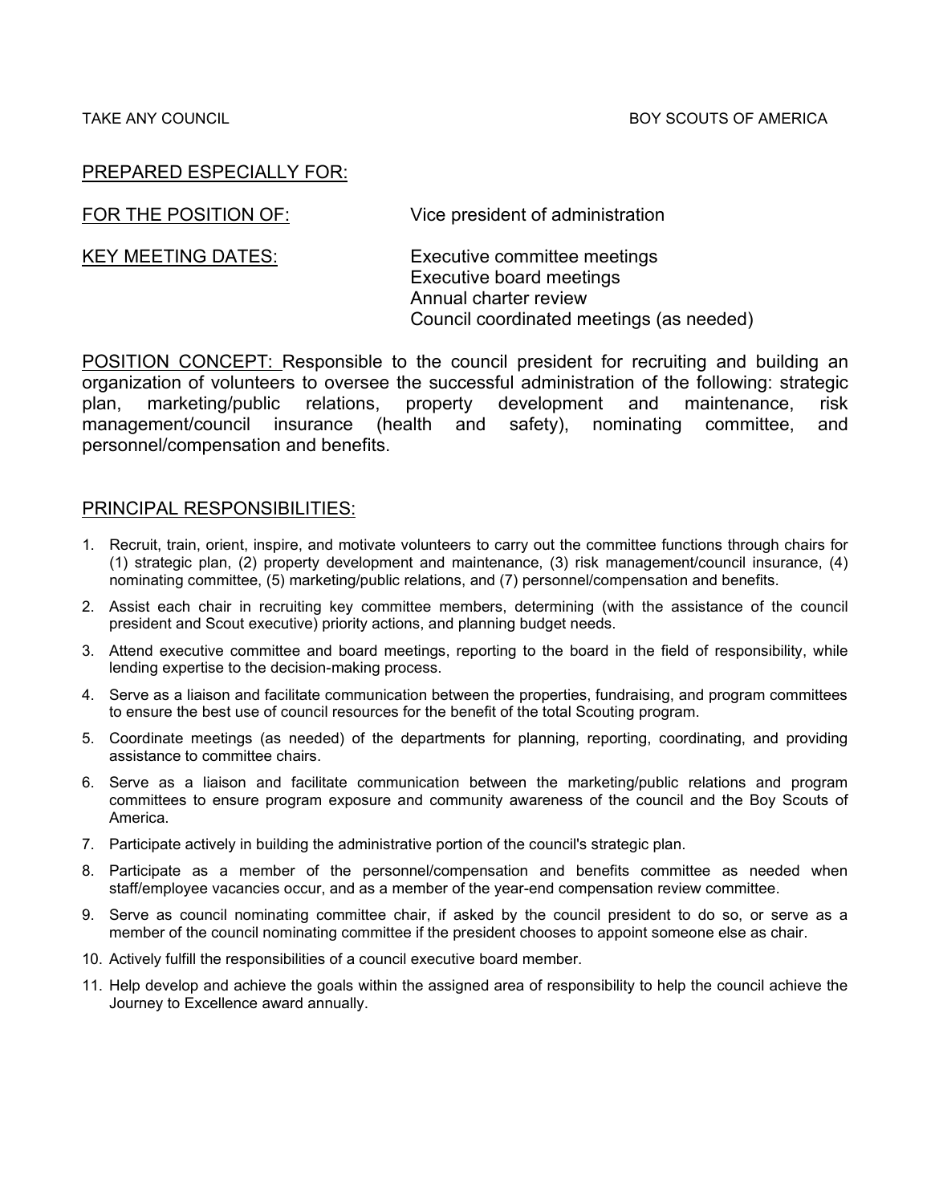TAKE ANY COUNCIL BOY SCOUTS OF AMERICA

PREPARED ESPECIALLY FOR:

FOR THE POSITION OF: Vice president of administration

KEY MEETING DATES: Executive committee meetings
Executive board meetings
Annual charter review
Council coordinated meetings (as needed)

POSITION CONCEPT: Responsible to the council president for recruiting and building an organization of volunteers to oversee the successful administration of the following: strategic plan, marketing/public relations, property development and maintenance, risk management/council insurance (health and safety), nominating committee, and personnel/compensation and benefits.

## PRINCIPAL RESPONSIBILITIES:

1. Recruit, train, orient, inspire, and motivate volunteers to carry out the committee functions through chairs for (1) strategic plan, (2) property development and maintenance, (3) risk management/council insurance, (4) nominating committee, (5) marketing/public relations, and (7) personnel/compensation and benefits.
2. Assist each chair in recruiting key committee members, determining (with the assistance of the council president and Scout executive) priority actions, and planning budget needs.
3. Attend executive committee and board meetings, reporting to the board in the field of responsibility, while lending expertise to the decision-making process.
4. Serve as a liaison and facilitate communication between the properties, fundraising, and program committees to ensure the best use of council resources for the benefit of the total Scouting program.
5. Coordinate meetings (as needed) of the departments for planning, reporting, coordinating, and providing assistance to committee chairs.
6. Serve as a liaison and facilitate communication between the marketing/public relations and program committees to ensure program exposure and community awareness of the council and the Boy Scouts of America.
7. Participate actively in building the administrative portion of the council's strategic plan.
8. Participate as a member of the personnel/compensation and benefits committee as needed when staff/employee vacancies occur, and as a member of the year-end compensation review committee.
9. Serve as council nominating committee chair, if asked by the council president to do so, or serve as a member of the council nominating committee if the president chooses to appoint someone else as chair.
10. Actively fulfill the responsibilities of a council executive board member.
11. Help develop and achieve the goals within the assigned area of responsibility to help the council achieve the Journey to Excellence award annually.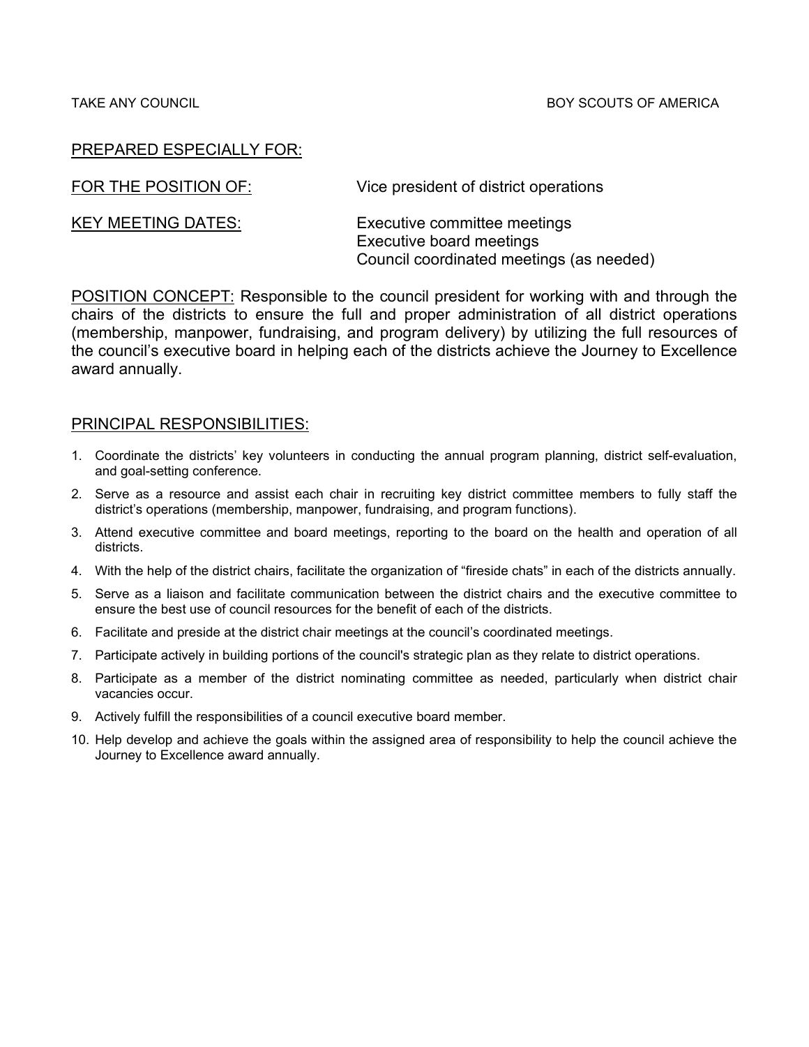TAKE ANY COUNCIL BOY SCOUTS OF AMERICA

PREPARED ESPECIALLY FOR:

FOR THE POSITION OF: Vice president of district operations

KEY MEETING DATES: Executive committee meetings
Executive board meetings
Council coordinated meetings (as needed)

POSITION CONCEPT: Responsible to the council president for working with and through the chairs of the districts to ensure the full and proper administration of all district operations (membership, manpower, fundraising, and program delivery) by utilizing the full resources of the council's executive board in helping each of the districts achieve the Journey to Excellence award annually.

PRINCIPAL RESPONSIBILITIES:

1. Coordinate the districts' key volunteers in conducting the annual program planning, district self-evaluation, and goal-setting conference.
2. Serve as a resource and assist each chair in recruiting key district committee members to fully staff the district's operations (membership, manpower, fundraising, and program functions).
3. Attend executive committee and board meetings, reporting to the board on the health and operation of all districts.
4. With the help of the district chairs, facilitate the organization of "fireside chats" in each of the districts annually.
5. Serve as a liaison and facilitate communication between the district chairs and the executive committee to ensure the best use of council resources for the benefit of each of the districts.
6. Facilitate and preside at the district chair meetings at the council's coordinated meetings.
7. Participate actively in building portions of the council's strategic plan as they relate to district operations.
8. Participate as a member of the district nominating committee as needed, particularly when district chair vacancies occur.
9. Actively fulfill the responsibilities of a council executive board member.
10. Help develop and achieve the goals within the assigned area of responsibility to help the council achieve the Journey to Excellence award annually.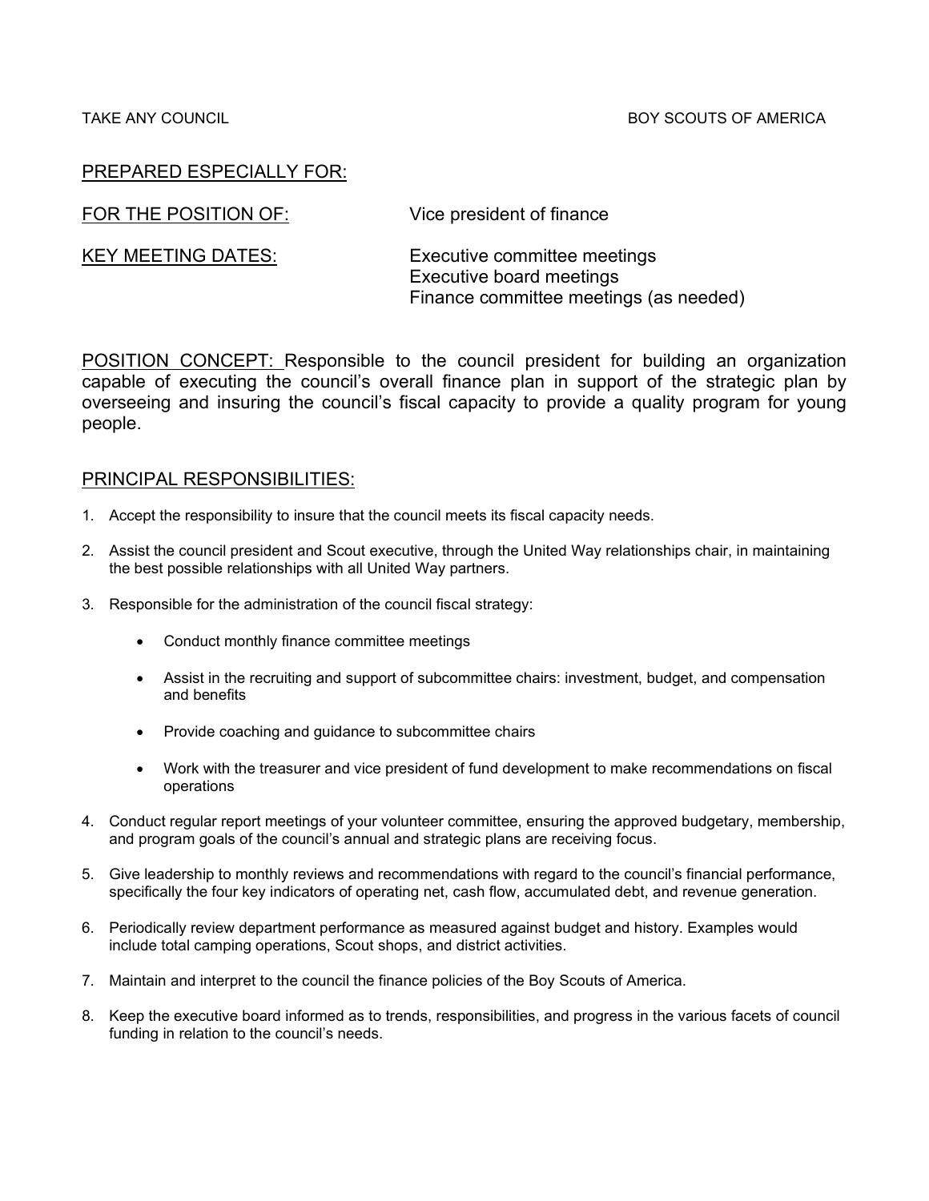TAKE ANY COUNCIL BOY SCOUTS OF AMERICA

PREPARED ESPECIALLY FOR:

FOR THE POSITION OF: Vice president of finance

KEY MEETING DATES: Executive committee meetings
Executive board meetings
Finance committee meetings (as needed)

POSITION CONCEPT: Responsible to the council president for building an organization capable of executing the council's overall finance plan in support of the strategic plan by overseeing and insuring the council's fiscal capacity to provide a quality program for young people.

PRINCIPAL RESPONSIBILITIES:

1. Accept the responsibility to insure that the council meets its fiscal capacity needs.
2. Assist the council president and Scout executive, through the United Way relationships chair, in maintaining the best possible relationships with all United Way partners.
3. Responsible for the administration of the council fiscal strategy:
   - Conduct monthly finance committee meetings
   - Assist in the recruiting and support of subcommittee chairs: investment, budget, and compensation and benefits
   - Provide coaching and guidance to subcommittee chairs
   - Work with the treasurer and vice president of fund development to make recommendations on fiscal operations
4. Conduct regular report meetings of your volunteer committee, ensuring the approved budgetary, membership, and program goals of the council's annual and strategic plans are receiving focus.
5. Give leadership to monthly reviews and recommendations with regard to the council's financial performance, specifically the four key indicators of operating net, cash flow, accumulated debt, and revenue generation.
6. Periodically review department performance as measured against budget and history. Examples would include total camping operations, Scout shops, and district activities.
7. Maintain and interpret to the council the finance policies of the Boy Scouts of America.
8. Keep the executive board informed as to trends, responsibilities, and progress in the various facets of council funding in relation to the council's needs.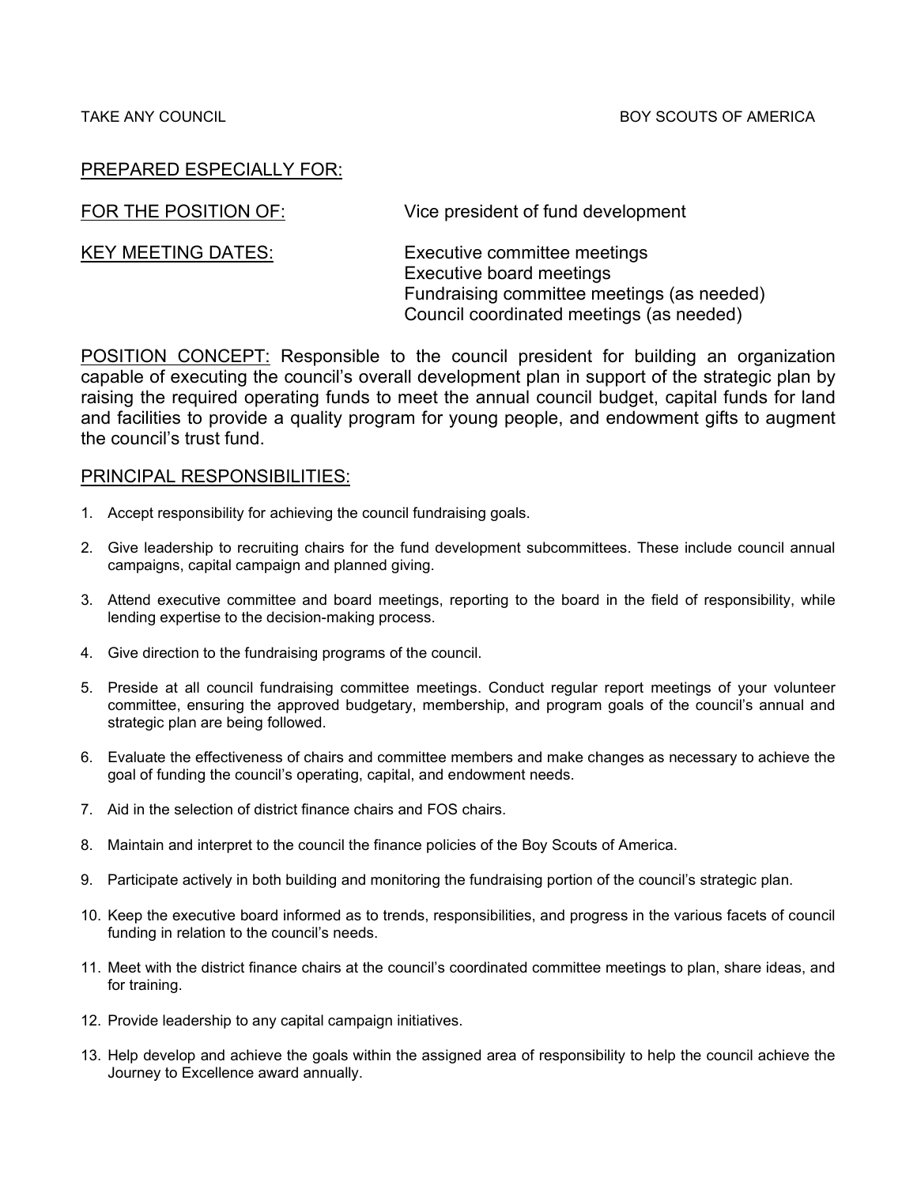TAKE ANY COUNCIL BOY SCOUTS OF AMERICA

PREPARED ESPECIALLY FOR:

FOR THE POSITION OF: Vice president of fund development

KEY MEETING DATES: Executive committee meetings
Executive board meetings
Fundraising committee meetings (as needed)
Council coordinated meetings (as needed)

POSITION CONCEPT: Responsible to the council president for building an organization capable of executing the council's overall development plan in support of the strategic plan by raising the required operating funds to meet the annual council budget, capital funds for land and facilities to provide a quality program for young people, and endowment gifts to augment the council's trust fund.

PRINCIPAL RESPONSIBILITIES:

1. Accept responsibility for achieving the council fundraising goals.
2. Give leadership to recruiting chairs for the fund development subcommittees. These include council annual campaigns, capital campaign and planned giving.
3. Attend executive committee and board meetings, reporting to the board in the field of responsibility, while lending expertise to the decision-making process.
4. Give direction to the fundraising programs of the council.
5. Preside at all council fundraising committee meetings. Conduct regular report meetings of your volunteer committee, ensuring the approved budgetary, membership, and program goals of the council's annual and strategic plan are being followed.
6. Evaluate the effectiveness of chairs and committee members and make changes as necessary to achieve the goal of funding the council's operating, capital, and endowment needs.
7. Aid in the selection of district finance chairs and FOS chairs.
8. Maintain and interpret to the council the finance policies of the Boy Scouts of America.
9. Participate actively in both building and monitoring the fundraising portion of the council's strategic plan.
10. Keep the executive board informed as to trends, responsibilities, and progress in the various facets of council funding in relation to the council's needs.
11. Meet with the district finance chairs at the council's coordinated committee meetings to plan, share ideas, and for training.
12. Provide leadership to any capital campaign initiatives.
13. Help develop and achieve the goals within the assigned area of responsibility to help the council achieve the Journey to Excellence award annually.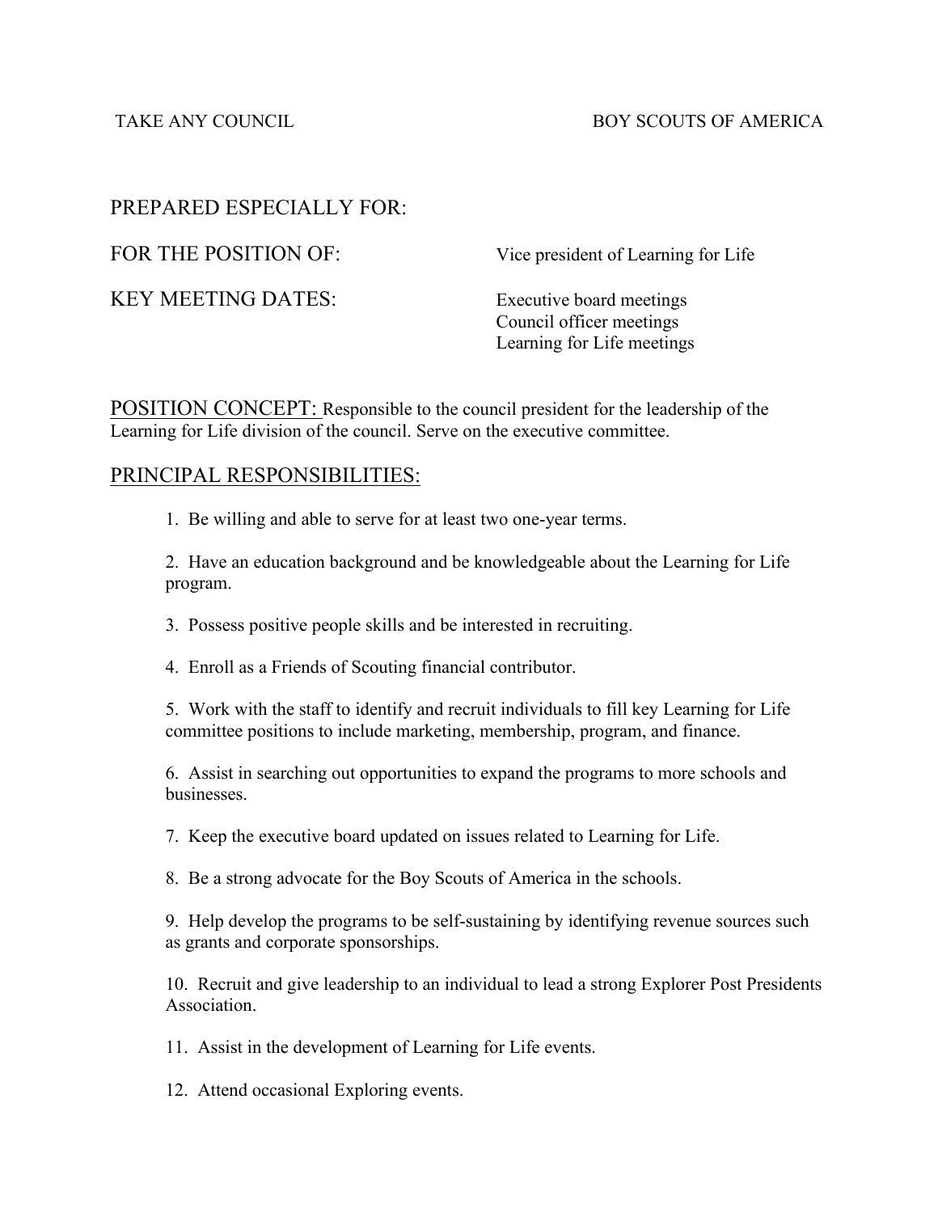TAKE ANY COUNCIL BOY SCOUTS OF AMERICA

PREPARED ESPECIALLY FOR:

FOR THE POSITION OF: Vice president of Learning for Life

KEY MEETING DATES: Executive board meetings
Council officer meetings
Learning for Life meetings

## POSITION CONCEPT:

Responsible to the council president for the leadership of the Learning for Life division of the council. Serve on the executive committee.

## PRINCIPAL RESPONSIBILITIES:

1. Be willing and able to serve for at least two one-year terms.

2. Have an education background and be knowledgeable about the Learning for Life program.

3. Possess positive people skills and be interested in recruiting.

4. Enroll as a Friends of Scouting financial contributor.

5. Work with the staff to identify and recruit individuals to fill key Learning for Life committee positions to include marketing, membership, program, and finance.

6. Assist in searching out opportunities to expand the programs to more schools and businesses.

7. Keep the executive board updated on issues related to Learning for Life.

8. Be a strong advocate for the Boy Scouts of America in the schools.

9. Help develop the programs to be self-sustaining by identifying revenue sources such as grants and corporate sponsorships.

10. Recruit and give leadership to an individual to lead a strong Explorer Post Presidents Association.

11. Assist in the development of Learning for Life events.

12. Attend occasional Exploring events.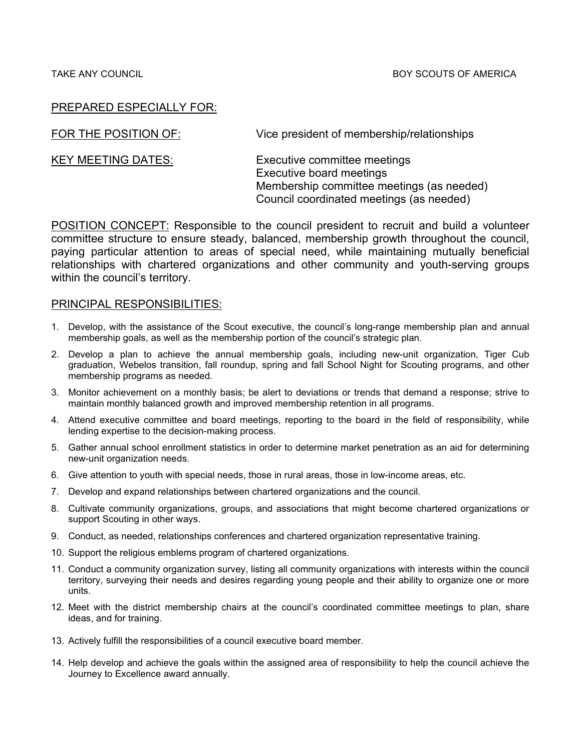TAKE ANY COUNCIL BOY SCOUTS OF AMERICA

PREPARED ESPECIALLY FOR:

FOR THE POSITION OF: Vice president of membership/relationships

KEY MEETING DATES: Executive committee meetings
Executive board meetings
Membership committee meetings (as needed)
Council coordinated meetings (as needed)

POSITION CONCEPT: Responsible to the council president to recruit and build a volunteer committee structure to ensure steady, balanced, membership growth throughout the council, paying particular attention to areas of special need, while maintaining mutually beneficial relationships with chartered organizations and other community and youth-serving groups within the council's territory.

PRINCIPAL RESPONSIBILITIES:

1. Develop, with the assistance of the Scout executive, the council's long-range membership plan and annual membership goals, as well as the membership portion of the council's strategic plan.
2. Develop a plan to achieve the annual membership goals, including new-unit organization, Tiger Cub graduation, Webelos transition, fall roundup, spring and fall School Night for Scouting programs, and other membership programs as needed.
3. Monitor achievement on a monthly basis; be alert to deviations or trends that demand a response; strive to maintain monthly balanced growth and improved membership retention in all programs.
4. Attend executive committee and board meetings, reporting to the board in the field of responsibility, while lending expertise to the decision-making process.
5. Gather annual school enrollment statistics in order to determine market penetration as an aid for determining new-unit organization needs.
6. Give attention to youth with special needs, those in rural areas, those in low-income areas, etc.
7. Develop and expand relationships between chartered organizations and the council.
8. Cultivate community organizations, groups, and associations that might become chartered organizations or support Scouting in other ways.
9. Conduct, as needed, relationships conferences and chartered organization representative training.
10. Support the religious emblems program of chartered organizations.
11. Conduct a community organization survey, listing all community organizations with interests within the council territory, surveying their needs and desires regarding young people and their ability to organize one or more units.
12. Meet with the district membership chairs at the council's coordinated committee meetings to plan, share ideas, and for training.
13. Actively fulfill the responsibilities of a council executive board member.
14. Help develop and achieve the goals within the assigned area of responsibility to help the council achieve the Journey to Excellence award annually.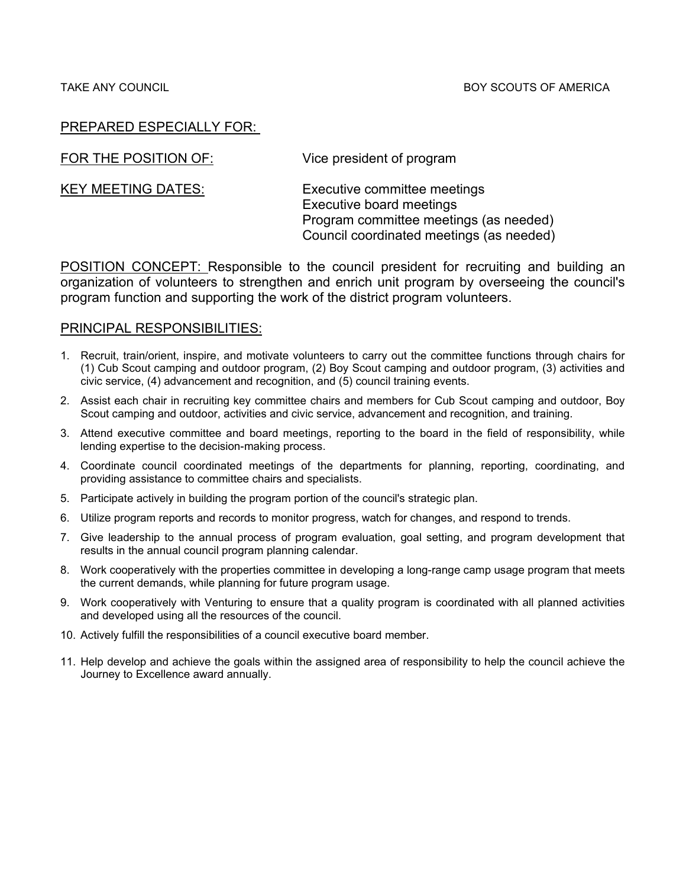TAKE ANY COUNCIL BOY SCOUTS OF AMERICA

PREPARED ESPECIALLY FOR:

FOR THE POSITION OF: Vice president of program

KEY MEETING DATES: Executive committee meetings
Executive board meetings
Program committee meetings (as needed)
Council coordinated meetings (as needed)

POSITION CONCEPT: Responsible to the council president for recruiting and building an organization of volunteers to strengthen and enrich unit program by overseeing the council's program function and supporting the work of the district program volunteers.

PRINCIPAL RESPONSIBILITIES:

1. Recruit, train/orient, inspire, and motivate volunteers to carry out the committee functions through chairs for (1) Cub Scout camping and outdoor program, (2) Boy Scout camping and outdoor program, (3) activities and civic service, (4) advancement and recognition, and (5) council training events.
2. Assist each chair in recruiting key committee chairs and members for Cub Scout camping and outdoor, Boy Scout camping and outdoor, activities and civic service, advancement and recognition, and training.
3. Attend executive committee and board meetings, reporting to the board in the field of responsibility, while lending expertise to the decision-making process.
4. Coordinate council coordinated meetings of the departments for planning, reporting, coordinating, and providing assistance to committee chairs and specialists.
5. Participate actively in building the program portion of the council's strategic plan.
6. Utilize program reports and records to monitor progress, watch for changes, and respond to trends.
7. Give leadership to the annual process of program evaluation, goal setting, and program development that results in the annual council program planning calendar.
8. Work cooperatively with the properties committee in developing a long-range camp usage program that meets the current demands, while planning for future program usage.
9. Work cooperatively with Venturing to ensure that a quality program is coordinated with all planned activities and developed using all the resources of the council.
10. Actively fulfill the responsibilities of a council executive board member.
11. Help develop and achieve the goals within the assigned area of responsibility to help the council achieve the Journey to Excellence award annually.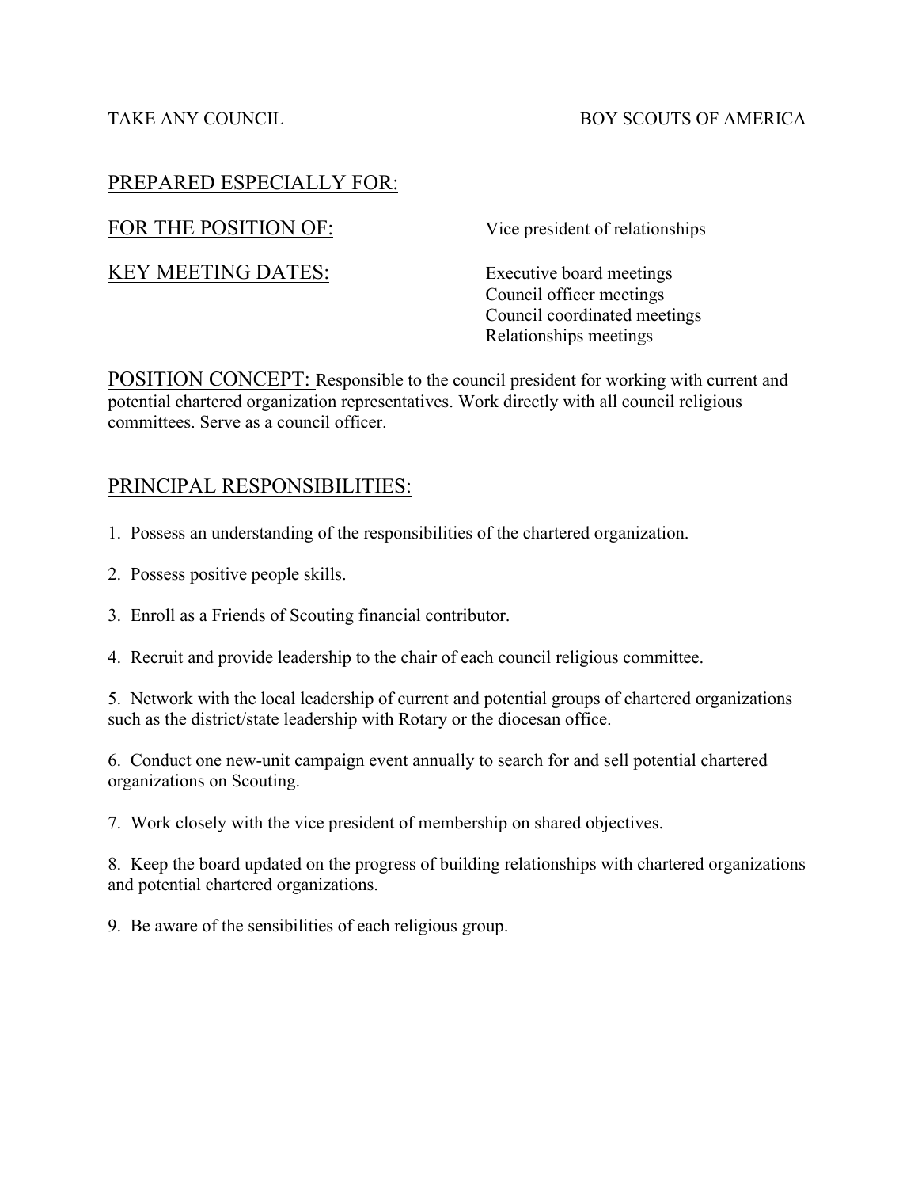TAKE ANY COUNCIL BOY SCOUTS OF AMERICA

PREPARED ESPECIALLY FOR:

FOR THE POSITION OF: Vice president of relationships

KEY MEETING DATES:
Executive board meetings
Council officer meetings
Council coordinated meetings
Relationships meetings

POSITION CONCEPT: Responsible to the council president for working with current and potential chartered organization representatives. Work directly with all council religious committees. Serve as a council officer.

## PRINCIPAL RESPONSIBILITIES:

1. Possess an understanding of the responsibilities of the chartered organization.

2. Possess positive people skills.

3. Enroll as a Friends of Scouting financial contributor.

4. Recruit and provide leadership to the chair of each council religious committee.

5. Network with the local leadership of current and potential groups of chartered organizations such as the district/state leadership with Rotary or the diocesan office.

6. Conduct one new-unit campaign event annually to search for and sell potential chartered organizations on Scouting.

7. Work closely with the vice president of membership on shared objectives.

8. Keep the board updated on the progress of building relationships with chartered organizations and potential chartered organizations.

9. Be aware of the sensibilities of each religious group.